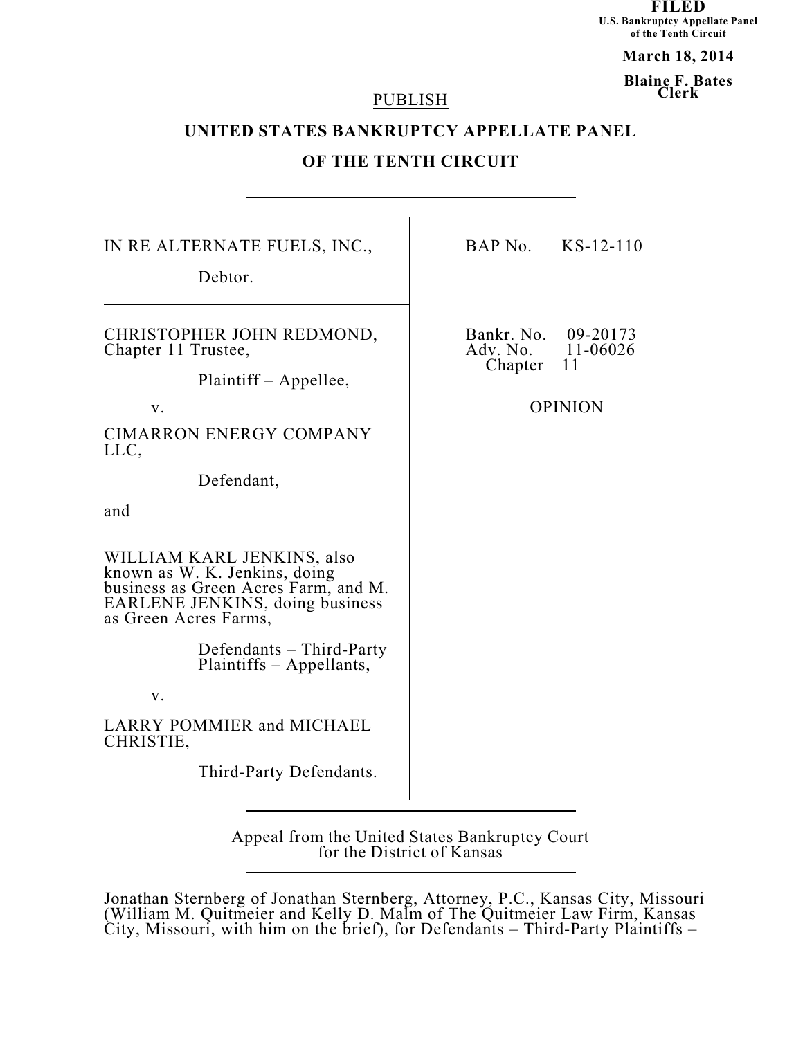FILED
U.S. Bankruptcy Appellate Panel of the Tenth Circuit

March 18, 2014

Blaine F. Bates
Clerk

PUBLISH

# UNITED STATES BANKRUPTCY APPELLATE PANEL

# OF THE TENTH CIRCUIT

---

IN RE ALTERNATE FUELS, INC.,

Debtor.

BAP No. KS-12-110

---

CHRISTOPHER JOHN REDMOND, Chapter 11 Trustee,

Plaintiff – Appellee,

v.

CIMARRON ENERGY COMPANY LLC,

Defendant,

and

WILLIAM KARL JENKINS, also known as W. K. Jenkins, doing business as Green Acres Farm, and M. EARLENE JENKINS, doing business as Green Acres Farms,

Defendants – Third-Party Plaintiffs – Appellants,

v.

LARRY POMMIER and MICHAEL CHRISTIE,

Third-Party Defendants.

Bankr. No. 09-20173
Adv. No. 11-06026
Chapter 11

OPINION

---

Appeal from the United States Bankruptcy Court for the District of Kansas

---

Jonathan Sternberg of Jonathan Sternberg, Attorney, P.C., Kansas City, Missouri (William M. Quitmeier and Kelly D. Malm of The Quitmeier Law Firm, Kansas City, Missouri, with him on the brief), for Defendants – Third-Party Plaintiffs –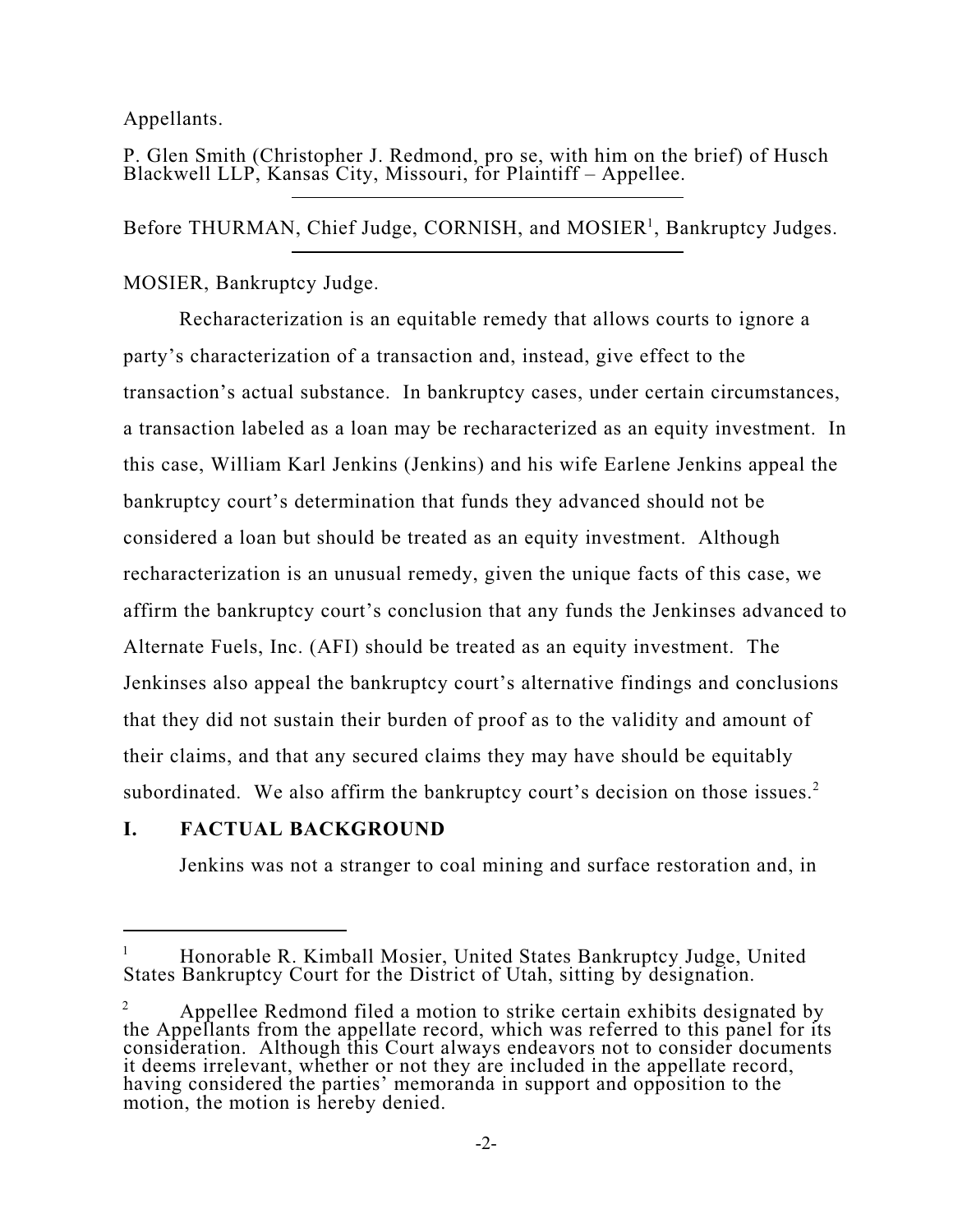Appellants.

P. Glen Smith (Christopher J. Redmond, pro se, with him on the brief) of Husch Blackwell LLP, Kansas City, Missouri, for Plaintiff – Appellee.

---

Before THURMAN, Chief Judge, CORNISH, and MOSIER[1], Bankruptcy Judges.

---

MOSIER, Bankruptcy Judge.

Recharacterization is an equitable remedy that allows courts to ignore a party's characterization of a transaction and, instead, give effect to the transaction's actual substance. In bankruptcy cases, under certain circumstances, a transaction labeled as a loan may be recharacterized as an equity investment. In this case, William Karl Jenkins (Jenkins) and his wife Earlene Jenkins appeal the bankruptcy court's determination that funds they advanced should not be considered a loan but should be treated as an equity investment. Although recharacterization is an unusual remedy, given the unique facts of this case, we affirm the bankruptcy court's conclusion that any funds the Jenkinses advanced to Alternate Fuels, Inc. (AFI) should be treated as an equity investment. The Jenkinses also appeal the bankruptcy court's alternative findings and conclusions that they did not sustain their burden of proof as to the validity and amount of their claims, and that any secured claims they may have should be equitably subordinated. We also affirm the bankruptcy court's decision on those issues.[2]

## I. FACTUAL BACKGROUND

Jenkins was not a stranger to coal mining and surface restoration and, in

---

[1] Honorable R. Kimball Mosier, United States Bankruptcy Judge, United States Bankruptcy Court for the District of Utah, sitting by designation.

[2] Appellee Redmond filed a motion to strike certain exhibits designated by the Appellants from the appellate record, which was referred to this panel for its consideration. Although this Court always endeavors not to consider documents it deems irrelevant, whether or not they are included in the appellate record, having considered the parties' memoranda in support and opposition to the motion, the motion is hereby denied.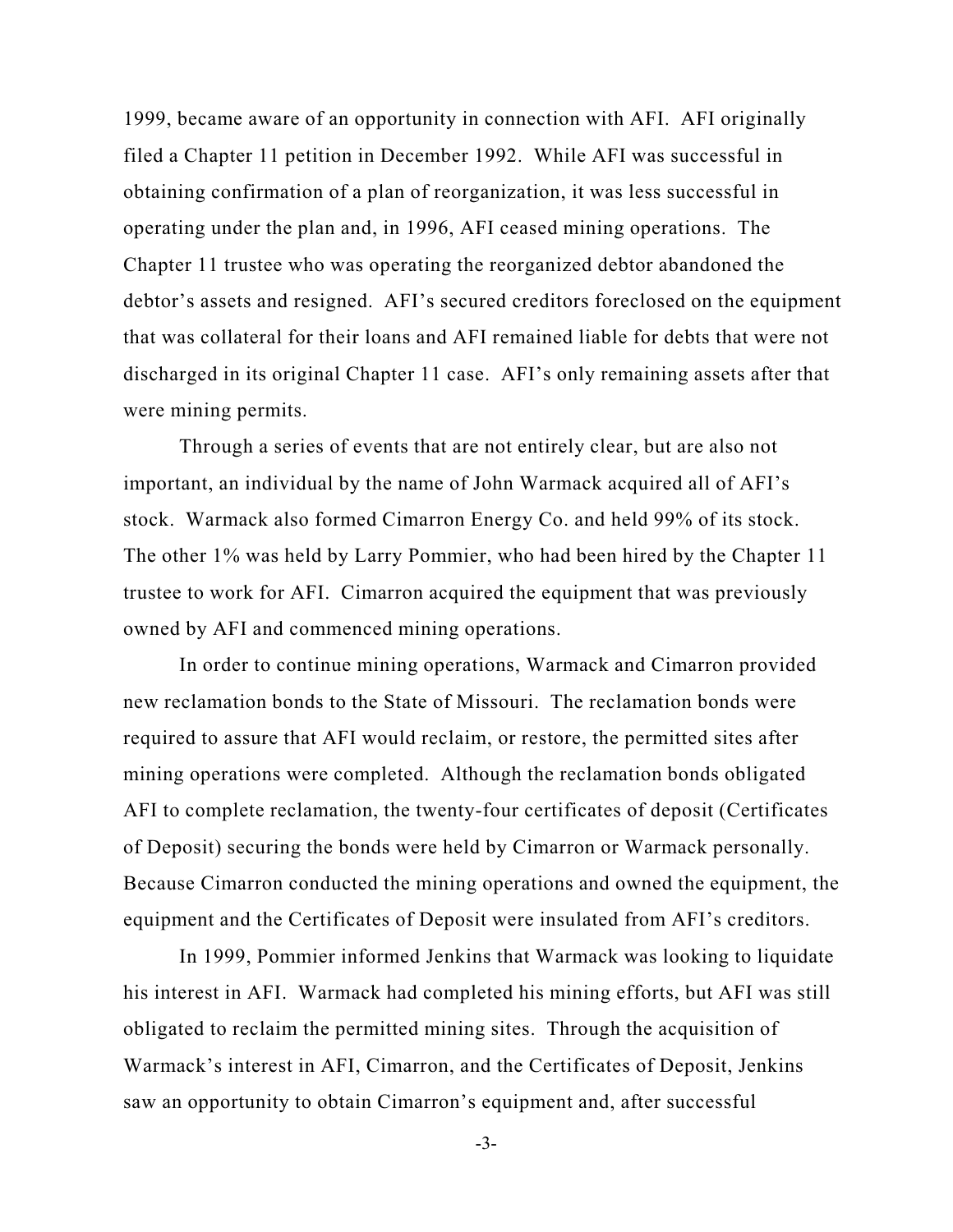1999, became aware of an opportunity in connection with AFI. AFI originally filed a Chapter 11 petition in December 1992. While AFI was successful in obtaining confirmation of a plan of reorganization, it was less successful in operating under the plan and, in 1996, AFI ceased mining operations. The Chapter 11 trustee who was operating the reorganized debtor abandoned the debtor's assets and resigned. AFI's secured creditors foreclosed on the equipment that was collateral for their loans and AFI remained liable for debts that were not discharged in its original Chapter 11 case. AFI's only remaining assets after that were mining permits.

Through a series of events that are not entirely clear, but are also not important, an individual by the name of John Warmack acquired all of AFI's stock. Warmack also formed Cimarron Energy Co. and held 99% of its stock. The other 1% was held by Larry Pommier, who had been hired by the Chapter 11 trustee to work for AFI. Cimarron acquired the equipment that was previously owned by AFI and commenced mining operations.

In order to continue mining operations, Warmack and Cimarron provided new reclamation bonds to the State of Missouri. The reclamation bonds were required to assure that AFI would reclaim, or restore, the permitted sites after mining operations were completed. Although the reclamation bonds obligated AFI to complete reclamation, the twenty-four certificates of deposit (Certificates of Deposit) securing the bonds were held by Cimarron or Warmack personally. Because Cimarron conducted the mining operations and owned the equipment, the equipment and the Certificates of Deposit were insulated from AFI's creditors.

In 1999, Pommier informed Jenkins that Warmack was looking to liquidate his interest in AFI. Warmack had completed his mining efforts, but AFI was still obligated to reclaim the permitted mining sites. Through the acquisition of Warmack's interest in AFI, Cimarron, and the Certificates of Deposit, Jenkins saw an opportunity to obtain Cimarron's equipment and, after successful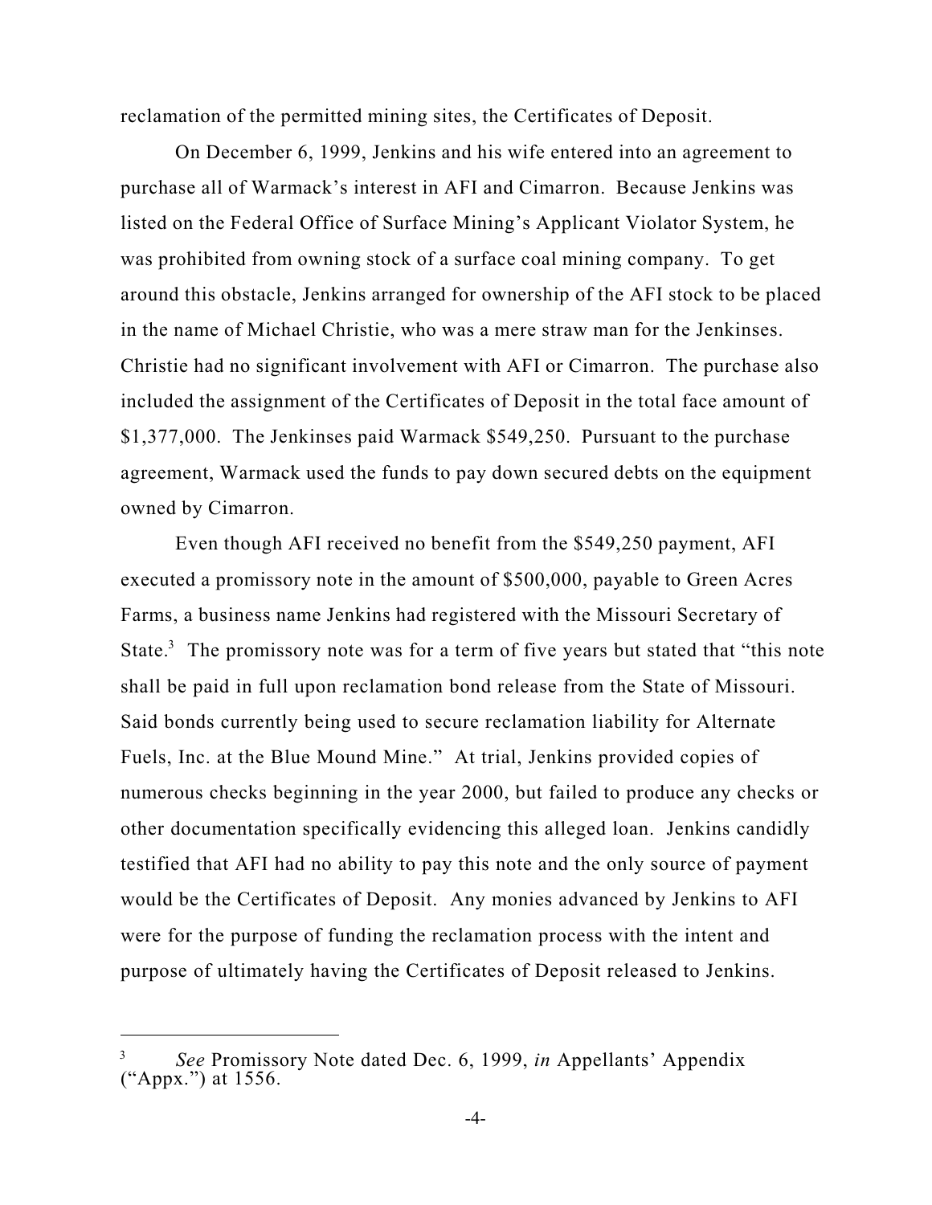reclamation of the permitted mining sites, the Certificates of Deposit.

On December 6, 1999, Jenkins and his wife entered into an agreement to purchase all of Warmack's interest in AFI and Cimarron. Because Jenkins was listed on the Federal Office of Surface Mining's Applicant Violator System, he was prohibited from owning stock of a surface coal mining company. To get around this obstacle, Jenkins arranged for ownership of the AFI stock to be placed in the name of Michael Christie, who was a mere straw man for the Jenkinses. Christie had no significant involvement with AFI or Cimarron. The purchase also included the assignment of the Certificates of Deposit in the total face amount of $1,377,000. The Jenkinses paid Warmack $549,250. Pursuant to the purchase agreement, Warmack used the funds to pay down secured debts on the equipment owned by Cimarron.

Even though AFI received no benefit from the $549,250 payment, AFI executed a promissory note in the amount of $500,000, payable to Green Acres Farms, a business name Jenkins had registered with the Missouri Secretary of State.[3] The promissory note was for a term of five years but stated that "this note shall be paid in full upon reclamation bond release from the State of Missouri. Said bonds currently being used to secure reclamation liability for Alternate Fuels, Inc. at the Blue Mound Mine." At trial, Jenkins provided copies of numerous checks beginning in the year 2000, but failed to produce any checks or other documentation specifically evidencing this alleged loan. Jenkins candidly testified that AFI had no ability to pay this note and the only source of payment would be the Certificates of Deposit. Any monies advanced by Jenkins to AFI were for the purpose of funding the reclamation process with the intent and purpose of ultimately having the Certificates of Deposit released to Jenkins.

---

[3] *See* Promissory Note dated Dec. 6, 1999, *in* Appellants' Appendix ("Appx.") at 1556.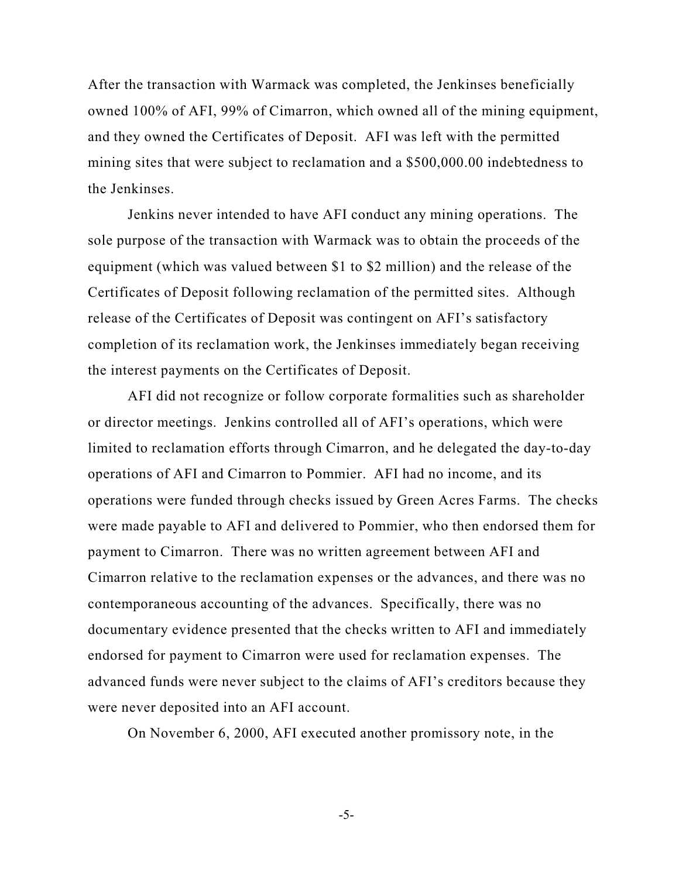After the transaction with Warmack was completed, the Jenkinses beneficially owned 100% of AFI, 99% of Cimarron, which owned all of the mining equipment, and they owned the Certificates of Deposit. AFI was left with the permitted mining sites that were subject to reclamation and a $500,000.00 indebtedness to the Jenkinses.

Jenkins never intended to have AFI conduct any mining operations. The sole purpose of the transaction with Warmack was to obtain the proceeds of the equipment (which was valued between $1 to $2 million) and the release of the Certificates of Deposit following reclamation of the permitted sites. Although release of the Certificates of Deposit was contingent on AFI's satisfactory completion of its reclamation work, the Jenkinses immediately began receiving the interest payments on the Certificates of Deposit.

AFI did not recognize or follow corporate formalities such as shareholder or director meetings. Jenkins controlled all of AFI's operations, which were limited to reclamation efforts through Cimarron, and he delegated the day-to-day operations of AFI and Cimarron to Pommier. AFI had no income, and its operations were funded through checks issued by Green Acres Farms. The checks were made payable to AFI and delivered to Pommier, who then endorsed them for payment to Cimarron. There was no written agreement between AFI and Cimarron relative to the reclamation expenses or the advances, and there was no contemporaneous accounting of the advances. Specifically, there was no documentary evidence presented that the checks written to AFI and immediately endorsed for payment to Cimarron were used for reclamation expenses. The advanced funds were never subject to the claims of AFI's creditors because they were never deposited into an AFI account.

On November 6, 2000, AFI executed another promissory note, in the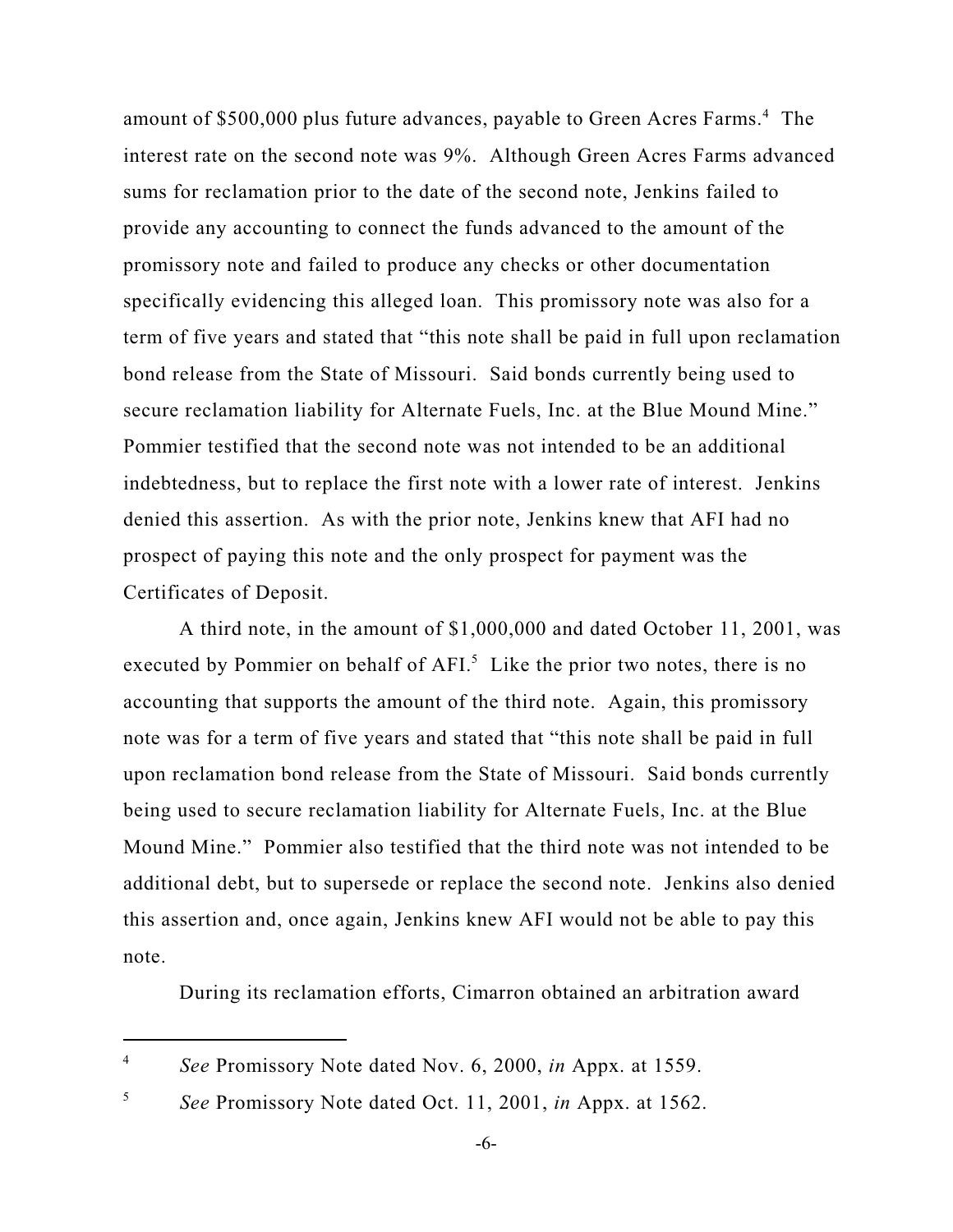amount of $500,000 plus future advances, payable to Green Acres Farms.[4] The interest rate on the second note was 9%. Although Green Acres Farms advanced sums for reclamation prior to the date of the second note, Jenkins failed to provide any accounting to connect the funds advanced to the amount of the promissory note and failed to produce any checks or other documentation specifically evidencing this alleged loan. This promissory note was also for a term of five years and stated that "this note shall be paid in full upon reclamation bond release from the State of Missouri. Said bonds currently being used to secure reclamation liability for Alternate Fuels, Inc. at the Blue Mound Mine." Pommier testified that the second note was not intended to be an additional indebtedness, but to replace the first note with a lower rate of interest. Jenkins denied this assertion. As with the prior note, Jenkins knew that AFI had no prospect of paying this note and the only prospect for payment was the Certificates of Deposit.

A third note, in the amount of $1,000,000 and dated October 11, 2001, was executed by Pommier on behalf of AFI.[5] Like the prior two notes, there is no accounting that supports the amount of the third note. Again, this promissory note was for a term of five years and stated that "this note shall be paid in full upon reclamation bond release from the State of Missouri. Said bonds currently being used to secure reclamation liability for Alternate Fuels, Inc. at the Blue Mound Mine." Pommier also testified that the third note was not intended to be additional debt, but to supersede or replace the second note. Jenkins also denied this assertion and, once again, Jenkins knew AFI would not be able to pay this note.

During its reclamation efforts, Cimarron obtained an arbitration award

---

[4] *See* Promissory Note dated Nov. 6, 2000, *in* Appx. at 1559.

[5] *See* Promissory Note dated Oct. 11, 2001, *in* Appx. at 1562.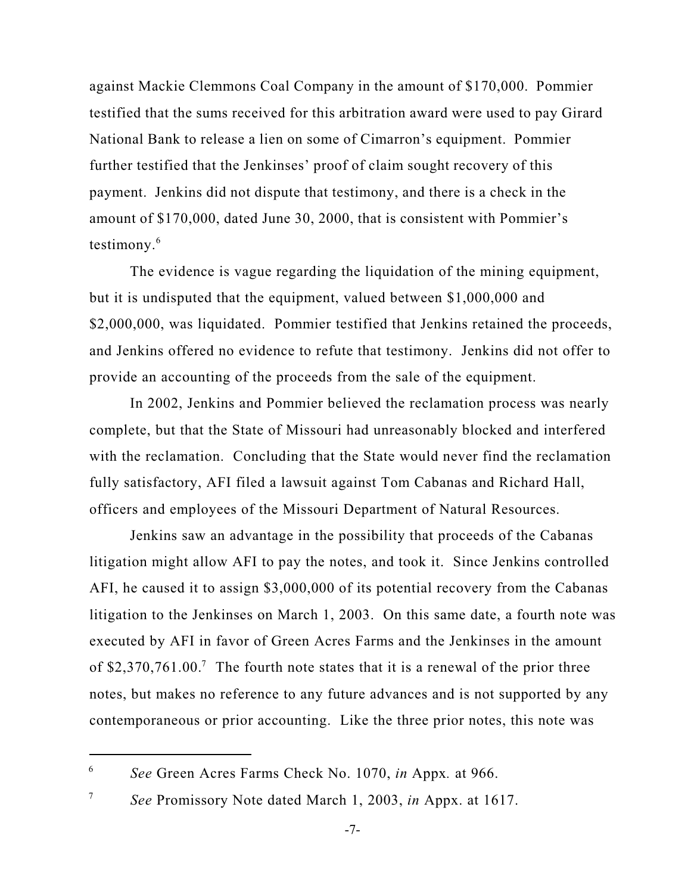against Mackie Clemmons Coal Company in the amount of $170,000. Pommier testified that the sums received for this arbitration award were used to pay Girard National Bank to release a lien on some of Cimarron's equipment. Pommier further testified that the Jenkinses' proof of claim sought recovery of this payment. Jenkins did not dispute that testimony, and there is a check in the amount of $170,000, dated June 30, 2000, that is consistent with Pommier's testimony.[6]

The evidence is vague regarding the liquidation of the mining equipment, but it is undisputed that the equipment, valued between $1,000,000 and $2,000,000, was liquidated. Pommier testified that Jenkins retained the proceeds, and Jenkins offered no evidence to refute that testimony. Jenkins did not offer to provide an accounting of the proceeds from the sale of the equipment.

In 2002, Jenkins and Pommier believed the reclamation process was nearly complete, but that the State of Missouri had unreasonably blocked and interfered with the reclamation. Concluding that the State would never find the reclamation fully satisfactory, AFI filed a lawsuit against Tom Cabanas and Richard Hall, officers and employees of the Missouri Department of Natural Resources.

Jenkins saw an advantage in the possibility that proceeds of the Cabanas litigation might allow AFI to pay the notes, and took it. Since Jenkins controlled AFI, he caused it to assign $3,000,000 of its potential recovery from the Cabanas litigation to the Jenkinses on March 1, 2003. On this same date, a fourth note was executed by AFI in favor of Green Acres Farms and the Jenkinses in the amount of $2,370,761.00.[7] The fourth note states that it is a renewal of the prior three notes, but makes no reference to any future advances and is not supported by any contemporaneous or prior accounting. Like the three prior notes, this note was

---

[6] *See* Green Acres Farms Check No. 1070, *in* Appx*.* at 966.

[7] *See* Promissory Note dated March 1, 2003, *in* Appx. at 1617.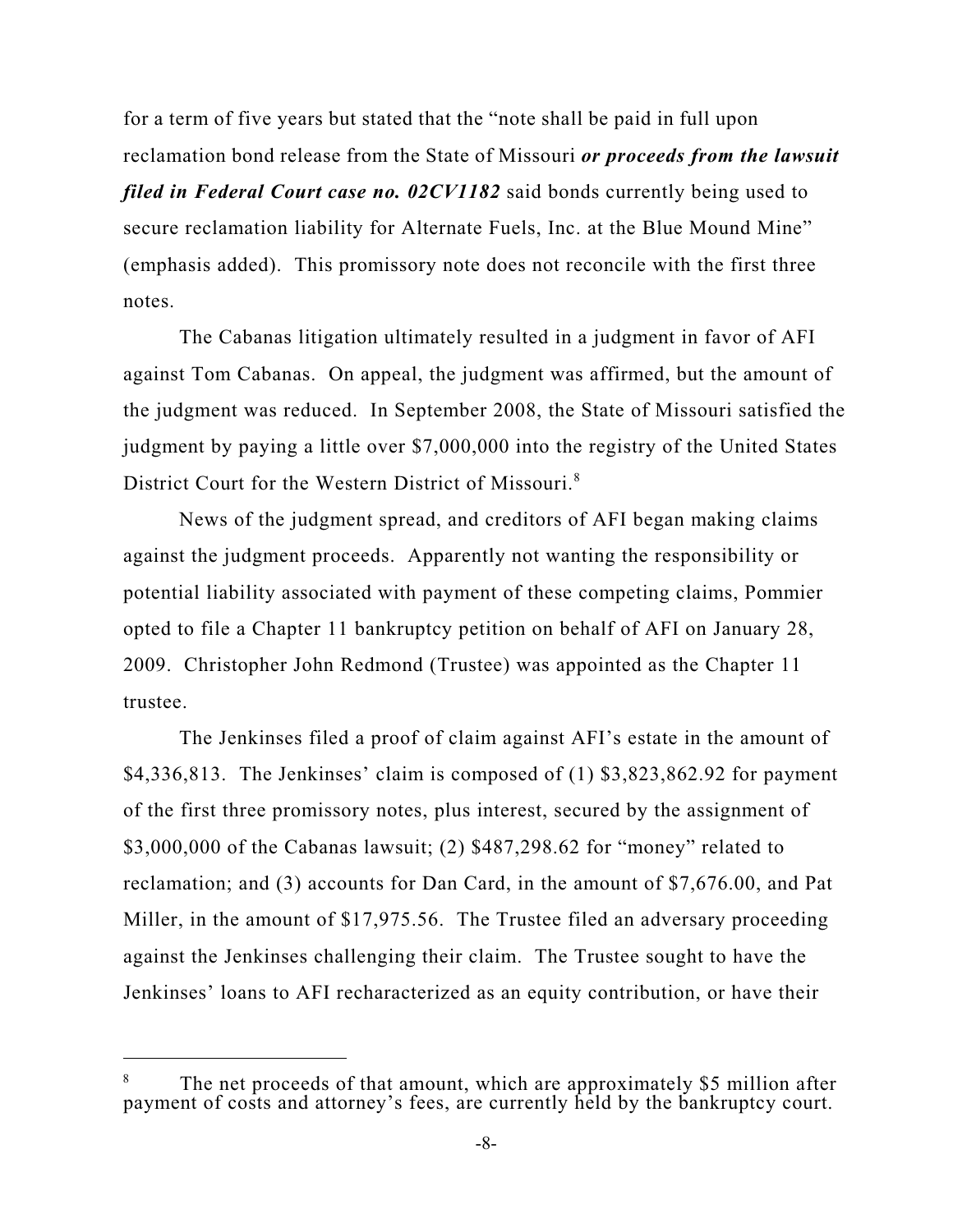for a term of five years but stated that the "note shall be paid in full upon reclamation bond release from the State of Missouri ***or proceeds from the lawsuit filed in Federal Court case no. 02CV1182*** said bonds currently being used to secure reclamation liability for Alternate Fuels, Inc. at the Blue Mound Mine" (emphasis added). This promissory note does not reconcile with the first three notes.

The Cabanas litigation ultimately resulted in a judgment in favor of AFI against Tom Cabanas. On appeal, the judgment was affirmed, but the amount of the judgment was reduced. In September 2008, the State of Missouri satisfied the judgment by paying a little over $7,000,000 into the registry of the United States District Court for the Western District of Missouri.[8]

News of the judgment spread, and creditors of AFI began making claims against the judgment proceeds. Apparently not wanting the responsibility or potential liability associated with payment of these competing claims, Pommier opted to file a Chapter 11 bankruptcy petition on behalf of AFI on January 28, 2009. Christopher John Redmond (Trustee) was appointed as the Chapter 11 trustee.

The Jenkinses filed a proof of claim against AFI's estate in the amount of $4,336,813. The Jenkinses' claim is composed of (1) $3,823,862.92 for payment of the first three promissory notes, plus interest, secured by the assignment of $3,000,000 of the Cabanas lawsuit; (2) $487,298.62 for "money" related to reclamation; and (3) accounts for Dan Card, in the amount of $7,676.00, and Pat Miller, in the amount of $17,975.56. The Trustee filed an adversary proceeding against the Jenkinses challenging their claim. The Trustee sought to have the Jenkinses' loans to AFI recharacterized as an equity contribution, or have their

---

[8] The net proceeds of that amount, which are approximately $5 million after payment of costs and attorney's fees, are currently held by the bankruptcy court.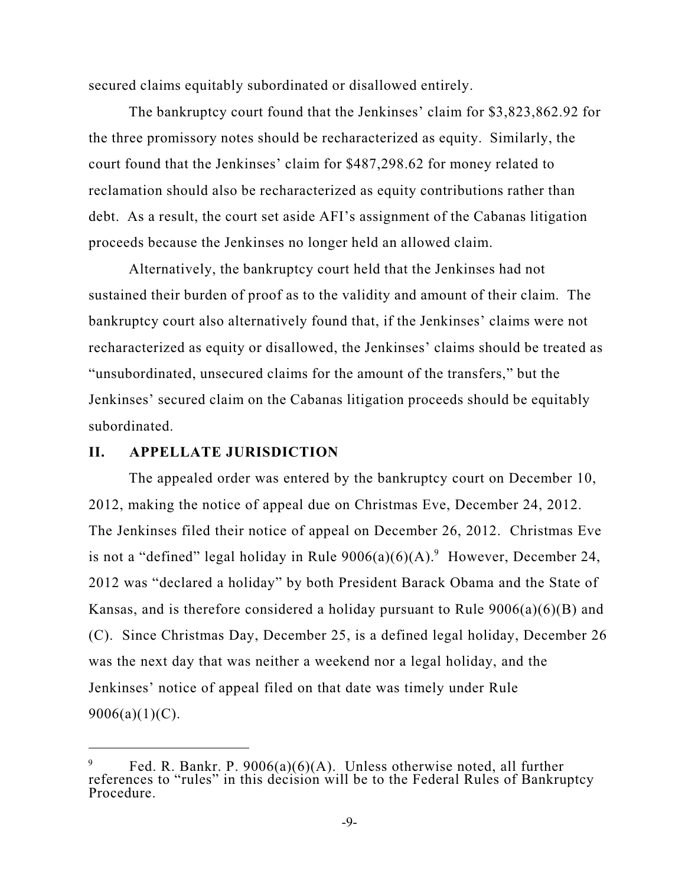secured claims equitably subordinated or disallowed entirely.

The bankruptcy court found that the Jenkinses' claim for $3,823,862.92 for the three promissory notes should be recharacterized as equity. Similarly, the court found that the Jenkinses' claim for $487,298.62 for money related to reclamation should also be recharacterized as equity contributions rather than debt. As a result, the court set aside AFI's assignment of the Cabanas litigation proceeds because the Jenkinses no longer held an allowed claim.

Alternatively, the bankruptcy court held that the Jenkinses had not sustained their burden of proof as to the validity and amount of their claim. The bankruptcy court also alternatively found that, if the Jenkinses' claims were not recharacterized as equity or disallowed, the Jenkinses' claims should be treated as "unsubordinated, unsecured claims for the amount of the transfers," but the Jenkinses' secured claim on the Cabanas litigation proceeds should be equitably subordinated.

## II. APPELLATE JURISDICTION

The appealed order was entered by the bankruptcy court on December 10, 2012, making the notice of appeal due on Christmas Eve, December 24, 2012. The Jenkinses filed their notice of appeal on December 26, 2012. Christmas Eve is not a "defined" legal holiday in Rule 9006(a)(6)(A).[9] However, December 24, 2012 was "declared a holiday" by both President Barack Obama and the State of Kansas, and is therefore considered a holiday pursuant to Rule 9006(a)(6)(B) and (C). Since Christmas Day, December 25, is a defined legal holiday, December 26 was the next day that was neither a weekend nor a legal holiday, and the Jenkinses' notice of appeal filed on that date was timely under Rule 9006(a)(1)(C).

---

[9] Fed. R. Bankr. P. 9006(a)(6)(A). Unless otherwise noted, all further references to "rules" in this decision will be to the Federal Rules of Bankruptcy Procedure.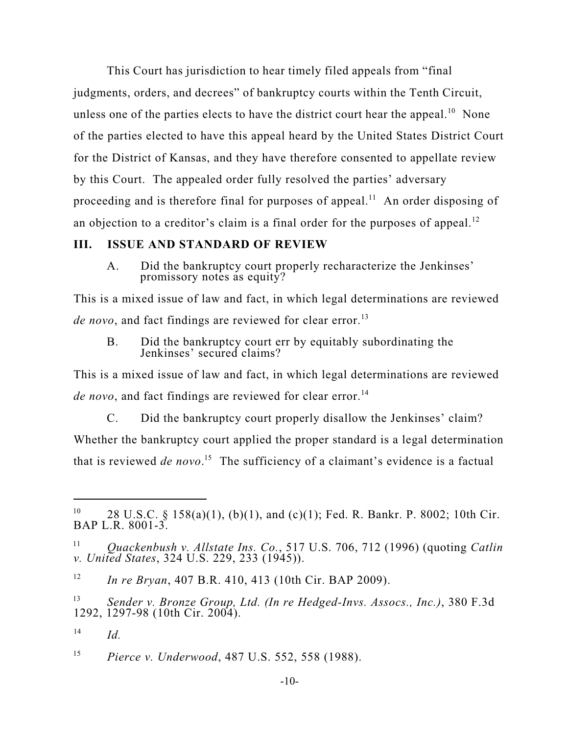This Court has jurisdiction to hear timely filed appeals from "final judgments, orders, and decrees" of bankruptcy courts within the Tenth Circuit, unless one of the parties elects to have the district court hear the appeal.[10] None of the parties elected to have this appeal heard by the United States District Court for the District of Kansas, and they have therefore consented to appellate review by this Court. The appealed order fully resolved the parties' adversary proceeding and is therefore final for purposes of appeal.[11] An order disposing of an objection to a creditor's claim is a final order for the purposes of appeal.[12]

## III. ISSUE AND STANDARD OF REVIEW

A. Did the bankruptcy court properly recharacterize the Jenkinses' promissory notes as equity?

This is a mixed issue of law and fact, in which legal determinations are reviewed *de novo*, and fact findings are reviewed for clear error.[13]

B. Did the bankruptcy court err by equitably subordinating the Jenkinses' secured claims?

This is a mixed issue of law and fact, in which legal determinations are reviewed *de novo*, and fact findings are reviewed for clear error.[14]

C. Did the bankruptcy court properly disallow the Jenkinses' claim?

Whether the bankruptcy court applied the proper standard is a legal determination that is reviewed *de novo*.[15] The sufficiency of a claimant's evidence is a factual

---

[10] 28 U.S.C. § 158(a)(1), (b)(1), and (c)(1); Fed. R. Bankr. P. 8002; 10th Cir. BAP L.R. 8001-3.

[11] *Quackenbush v. Allstate Ins. Co.*, 517 U.S. 706, 712 (1996) (quoting *Catlin v. United States*, 324 U.S. 229, 233 (1945)).

[12] *In re Bryan*, 407 B.R. 410, 413 (10th Cir. BAP 2009).

[13] *Sender v. Bronze Group, Ltd. (In re Hedged-Invs. Assocs., Inc.)*, 380 F.3d 1292, 1297-98 (10th Cir. 2004).

[14] *Id.*

[15] *Pierce v. Underwood*, 487 U.S. 552, 558 (1988).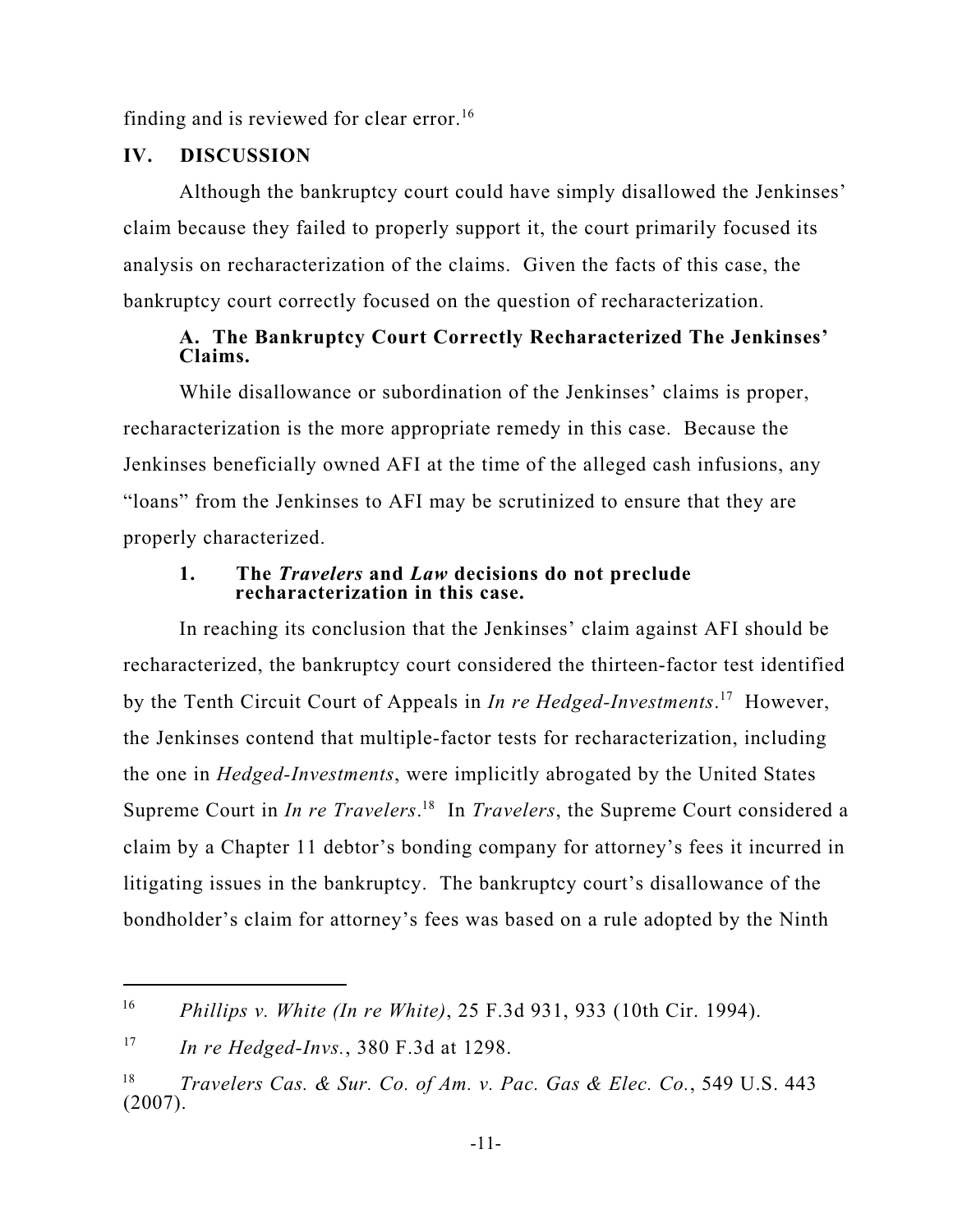finding and is reviewed for clear error.[16]

## IV. DISCUSSION

Although the bankruptcy court could have simply disallowed the Jenkinses' claim because they failed to properly support it, the court primarily focused its analysis on recharacterization of the claims. Given the facts of this case, the bankruptcy court correctly focused on the question of recharacterization.

### A. The Bankruptcy Court Correctly Recharacterized The Jenkinses' Claims.

While disallowance or subordination of the Jenkinses' claims is proper, recharacterization is the more appropriate remedy in this case. Because the Jenkinses beneficially owned AFI at the time of the alleged cash infusions, any "loans" from the Jenkinses to AFI may be scrutinized to ensure that they are properly characterized.

#### 1. The *Travelers* and *Law* decisions do not preclude recharacterization in this case.

In reaching its conclusion that the Jenkinses' claim against AFI should be recharacterized, the bankruptcy court considered the thirteen-factor test identified by the Tenth Circuit Court of Appeals in *In re Hedged-Investments*.[17] However, the Jenkinses contend that multiple-factor tests for recharacterization, including the one in *Hedged-Investments*, were implicitly abrogated by the United States Supreme Court in *In re Travelers*.[18] In *Travelers*, the Supreme Court considered a claim by a Chapter 11 debtor's bonding company for attorney's fees it incurred in litigating issues in the bankruptcy. The bankruptcy court's disallowance of the bondholder's claim for attorney's fees was based on a rule adopted by the Ninth

---

[16] *Phillips v. White (In re White)*, 25 F.3d 931, 933 (10th Cir. 1994).

[17] *In re Hedged-Invs.*, 380 F.3d at 1298.

[18] *Travelers Cas. & Sur. Co. of Am. v. Pac. Gas & Elec. Co.*, 549 U.S. 443 (2007).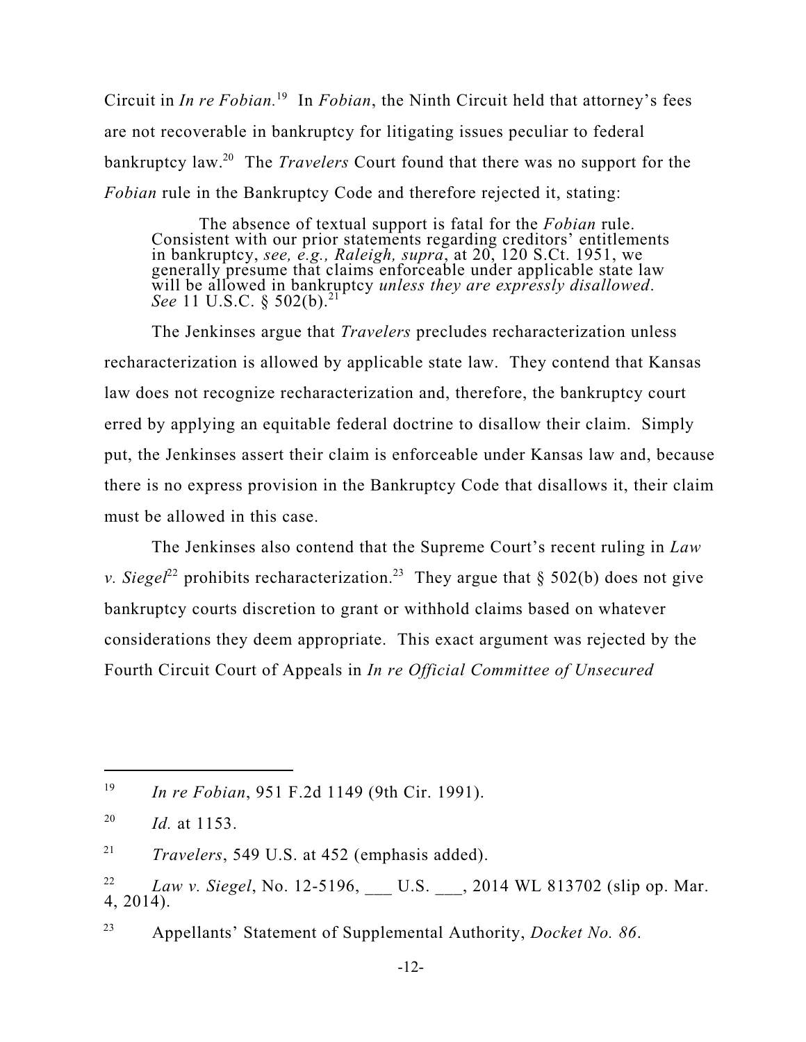Circuit in *In re Fobian*.[19] In *Fobian*, the Ninth Circuit held that attorney's fees are not recoverable in bankruptcy for litigating issues peculiar to federal bankruptcy law.[20] The *Travelers* Court found that there was no support for the *Fobian* rule in the Bankruptcy Code and therefore rejected it, stating:

> The absence of textual support is fatal for the *Fobian* rule. Consistent with our prior statements regarding creditors' entitlements in bankruptcy, *see, e.g., Raleigh, supra*, at 20, 120 S.Ct. 1951, we generally presume that claims enforceable under applicable state law will be allowed in bankruptcy *unless they are expressly disallowed*. *See* 11 U.S.C. § 502(b).[21]

The Jenkinses argue that *Travelers* precludes recharacterization unless recharacterization is allowed by applicable state law. They contend that Kansas law does not recognize recharacterization and, therefore, the bankruptcy court erred by applying an equitable federal doctrine to disallow their claim. Simply put, the Jenkinses assert their claim is enforceable under Kansas law and, because there is no express provision in the Bankruptcy Code that disallows it, their claim must be allowed in this case.

The Jenkinses also contend that the Supreme Court's recent ruling in *Law v. Siegel*[22] prohibits recharacterization.[23] They argue that § 502(b) does not give bankruptcy courts discretion to grant or withhold claims based on whatever considerations they deem appropriate. This exact argument was rejected by the Fourth Circuit Court of Appeals in *In re Official Committee of Unsecured*

---

[19] *In re Fobian*, 951 F.2d 1149 (9th Cir. 1991).

[20] *Id.* at 1153.

[21] *Travelers*, 549 U.S. at 452 (emphasis added).

[22] *Law v. Siegel*, No. 12-5196, ___ U.S. ___, 2014 WL 813702 (slip op. Mar. 4, 2014).

[23] Appellants' Statement of Supplemental Authority, *Docket No. 86*.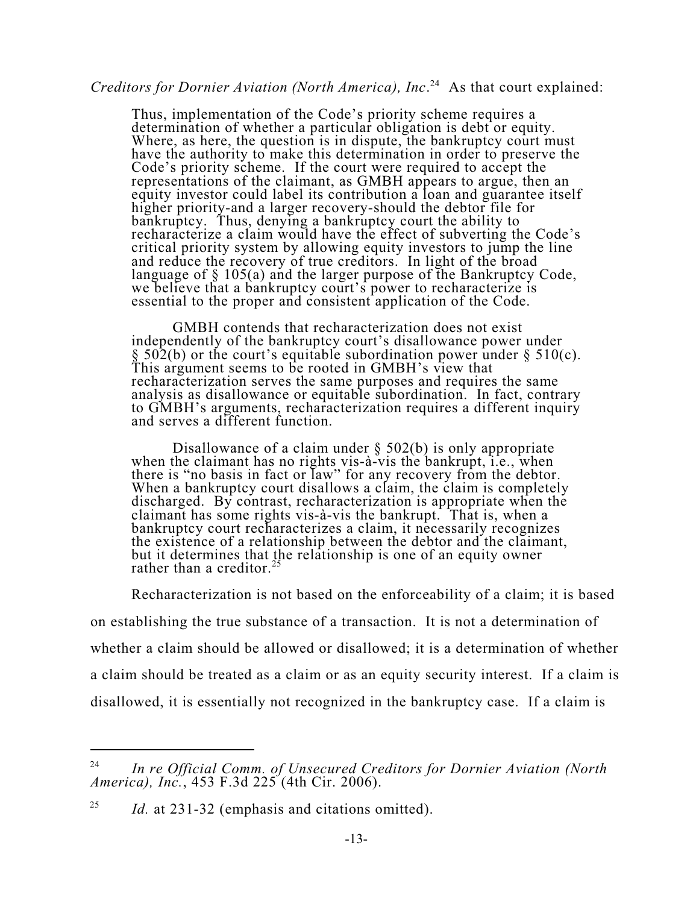*Creditors for Dornier Aviation (North America), Inc*.[24] As that court explained:

> Thus, implementation of the Code's priority scheme requires a determination of whether a particular obligation is debt or equity. Where, as here, the question is in dispute, the bankruptcy court must have the authority to make this determination in order to preserve the Code's priority scheme. If the court were required to accept the representations of the claimant, as GMBH appears to argue, then an equity investor could label its contribution a loan and guarantee itself higher priority-and a larger recovery-should the debtor file for bankruptcy. Thus, denying a bankruptcy court the ability to recharacterize a claim would have the effect of subverting the Code's critical priority system by allowing equity investors to jump the line and reduce the recovery of true creditors. In light of the broad language of § 105(a) and the larger purpose of the Bankruptcy Code, we believe that a bankruptcy court's power to recharacterize is essential to the proper and consistent application of the Code.
>
> GMBH contends that recharacterization does not exist independently of the bankruptcy court's disallowance power under § 502(b) or the court's equitable subordination power under § 510(c). This argument seems to be rooted in GMBH's view that recharacterization serves the same purposes and requires the same analysis as disallowance or equitable subordination. In fact, contrary to GMBH's arguments, recharacterization requires a different inquiry and serves a different function.
>
> Disallowance of a claim under § 502(b) is only appropriate when the claimant has no rights vis-à-vis the bankrupt, i.e., when there is "no basis in fact or law" for any recovery from the debtor. When a bankruptcy court disallows a claim, the claim is completely discharged. By contrast, recharacterization is appropriate when the claimant has some rights vis-à-vis the bankrupt. That is, when a bankruptcy court recharacterizes a claim, it necessarily recognizes the existence of a relationship between the debtor and the claimant, but it determines that the relationship is one of an equity owner rather than a creditor.[25]

Recharacterization is not based on the enforceability of a claim; it is based on establishing the true substance of a transaction. It is not a determination of whether a claim should be allowed or disallowed; it is a determination of whether a claim should be treated as a claim or as an equity security interest. If a claim is disallowed, it is essentially not recognized in the bankruptcy case. If a claim is

---

[24] *In re Official Comm. of Unsecured Creditors for Dornier Aviation (North America), Inc.*, 453 F.3d 225 (4th Cir. 2006).

[25] *Id.* at 231-32 (emphasis and citations omitted).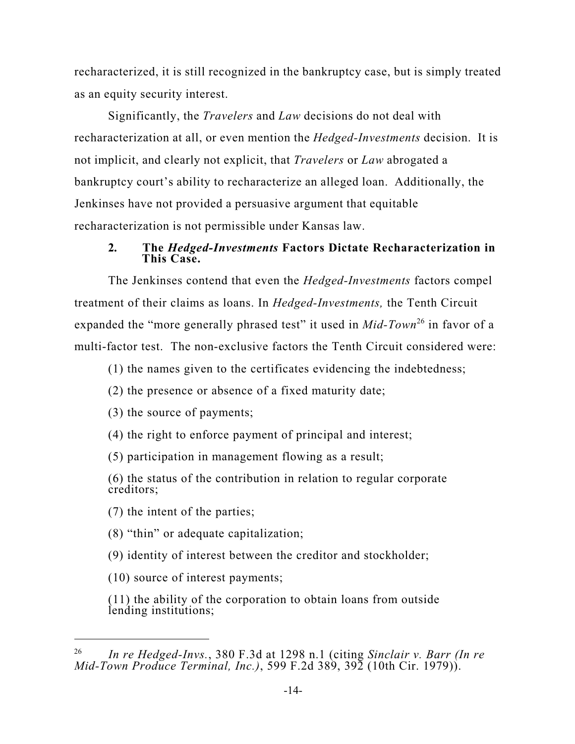recharacterized, it is still recognized in the bankruptcy case, but is simply treated as an equity security interest.

Significantly, the *Travelers* and *Law* decisions do not deal with recharacterization at all, or even mention the *Hedged-Investments* decision. It is not implicit, and clearly not explicit, that *Travelers* or *Law* abrogated a bankruptcy court's ability to recharacterize an alleged loan. Additionally, the Jenkinses have not provided a persuasive argument that equitable recharacterization is not permissible under Kansas law.

### 2. The *Hedged-Investments* Factors Dictate Recharacterization in This Case.

The Jenkinses contend that even the *Hedged-Investments* factors compel treatment of their claims as loans. In *Hedged-Investments,* the Tenth Circuit expanded the "more generally phrased test" it used in *Mid-Town*[26] in favor of a multi-factor test. The non-exclusive factors the Tenth Circuit considered were:

(1) the names given to the certificates evidencing the indebtedness;

(2) the presence or absence of a fixed maturity date;

(3) the source of payments;

(4) the right to enforce payment of principal and interest;

(5) participation in management flowing as a result;

(6) the status of the contribution in relation to regular corporate creditors;

(7) the intent of the parties;

(8) "thin" or adequate capitalization;

(9) identity of interest between the creditor and stockholder;

(10) source of interest payments;

(11) the ability of the corporation to obtain loans from outside lending institutions;

---

[26] *In re Hedged-Invs.*, 380 F.3d at 1298 n.1 (citing *Sinclair v. Barr (In re Mid-Town Produce Terminal, Inc.)*, 599 F.2d 389, 392 (10th Cir. 1979)).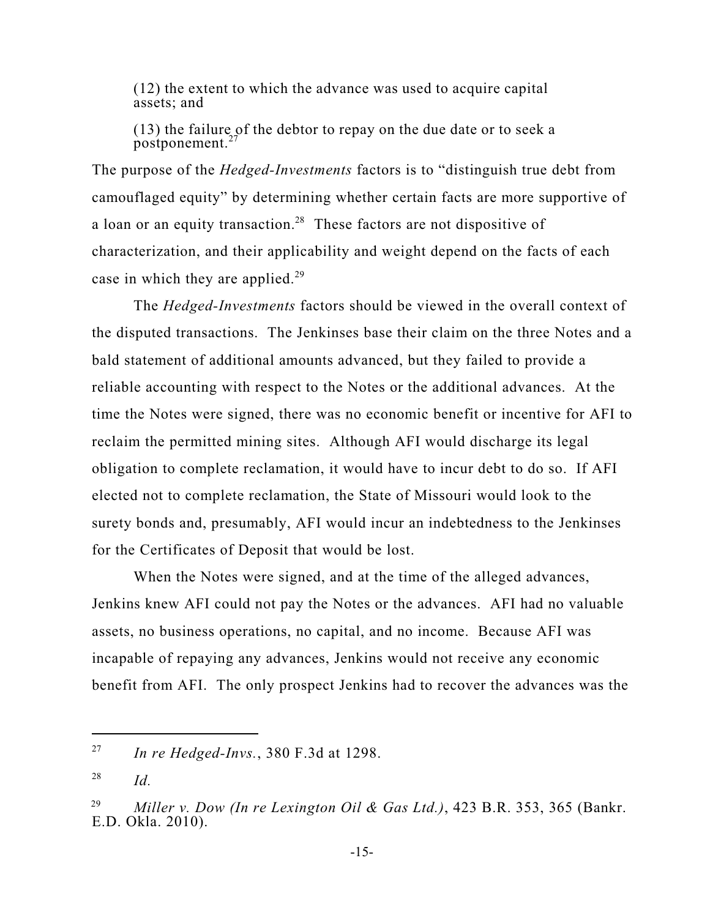> (12) the extent to which the advance was used to acquire capital assets; and
>
> (13) the failure of the debtor to repay on the due date or to seek a postponement.[27]

The purpose of the *Hedged-Investments* factors is to "distinguish true debt from camouflaged equity" by determining whether certain facts are more supportive of a loan or an equity transaction.[28] These factors are not dispositive of characterization, and their applicability and weight depend on the facts of each case in which they are applied.[29]

The *Hedged-Investments* factors should be viewed in the overall context of the disputed transactions. The Jenkinses base their claim on the three Notes and a bald statement of additional amounts advanced, but they failed to provide a reliable accounting with respect to the Notes or the additional advances. At the time the Notes were signed, there was no economic benefit or incentive for AFI to reclaim the permitted mining sites. Although AFI would discharge its legal obligation to complete reclamation, it would have to incur debt to do so. If AFI elected not to complete reclamation, the State of Missouri would look to the surety bonds and, presumably, AFI would incur an indebtedness to the Jenkinses for the Certificates of Deposit that would be lost.

When the Notes were signed, and at the time of the alleged advances, Jenkins knew AFI could not pay the Notes or the advances. AFI had no valuable assets, no business operations, no capital, and no income. Because AFI was incapable of repaying any advances, Jenkins would not receive any economic benefit from AFI. The only prospect Jenkins had to recover the advances was the

---

[27] *In re Hedged-Invs.*, 380 F.3d at 1298.

[28] *Id.*

[29] *Miller v. Dow (In re Lexington Oil & Gas Ltd.)*, 423 B.R. 353, 365 (Bankr. E.D. Okla. 2010).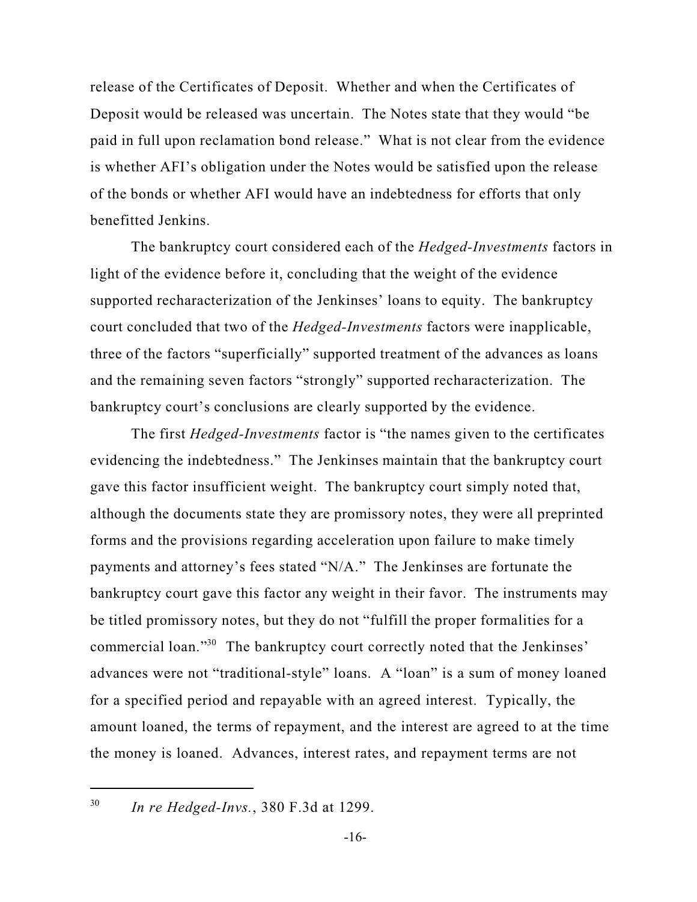release of the Certificates of Deposit. Whether and when the Certificates of Deposit would be released was uncertain. The Notes state that they would "be paid in full upon reclamation bond release." What is not clear from the evidence is whether AFI's obligation under the Notes would be satisfied upon the release of the bonds or whether AFI would have an indebtedness for efforts that only benefitted Jenkins.

The bankruptcy court considered each of the *Hedged-Investments* factors in light of the evidence before it, concluding that the weight of the evidence supported recharacterization of the Jenkinses' loans to equity. The bankruptcy court concluded that two of the *Hedged-Investments* factors were inapplicable, three of the factors "superficially" supported treatment of the advances as loans and the remaining seven factors "strongly" supported recharacterization. The bankruptcy court's conclusions are clearly supported by the evidence.

The first *Hedged-Investments* factor is "the names given to the certificates evidencing the indebtedness." The Jenkinses maintain that the bankruptcy court gave this factor insufficient weight. The bankruptcy court simply noted that, although the documents state they are promissory notes, they were all preprinted forms and the provisions regarding acceleration upon failure to make timely payments and attorney's fees stated "N/A." The Jenkinses are fortunate the bankruptcy court gave this factor any weight in their favor. The instruments may be titled promissory notes, but they do not "fulfill the proper formalities for a commercial loan."[30] The bankruptcy court correctly noted that the Jenkinses' advances were not "traditional-style" loans. A "loan" is a sum of money loaned for a specified period and repayable with an agreed interest. Typically, the amount loaned, the terms of repayment, and the interest are agreed to at the time the money is loaned. Advances, interest rates, and repayment terms are not

---

[30] *In re Hedged-Invs.*, 380 F.3d at 1299.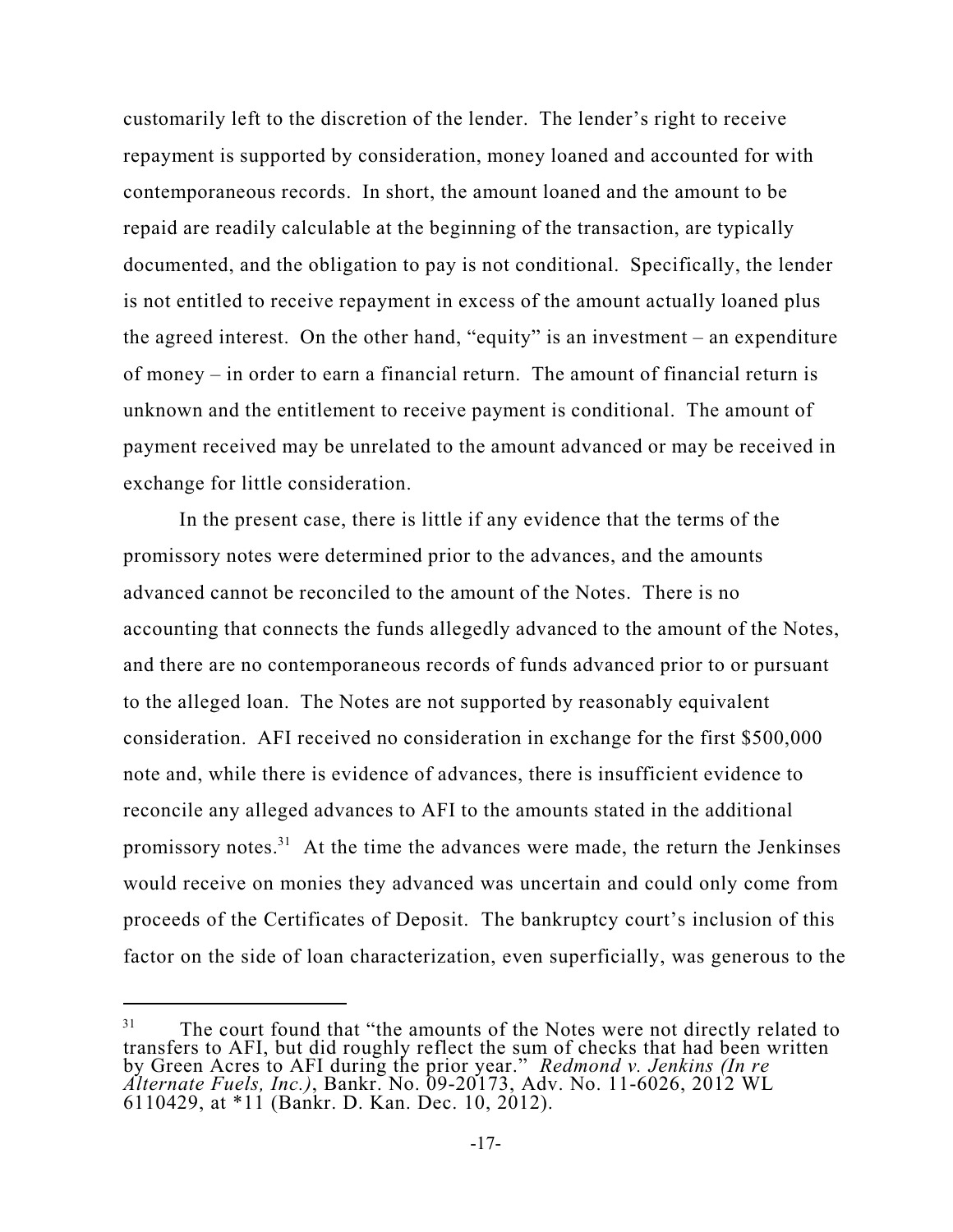customarily left to the discretion of the lender. The lender's right to receive repayment is supported by consideration, money loaned and accounted for with contemporaneous records. In short, the amount loaned and the amount to be repaid are readily calculable at the beginning of the transaction, are typically documented, and the obligation to pay is not conditional. Specifically, the lender is not entitled to receive repayment in excess of the amount actually loaned plus the agreed interest. On the other hand, "equity" is an investment – an expenditure of money – in order to earn a financial return. The amount of financial return is unknown and the entitlement to receive payment is conditional. The amount of payment received may be unrelated to the amount advanced or may be received in exchange for little consideration.

In the present case, there is little if any evidence that the terms of the promissory notes were determined prior to the advances, and the amounts advanced cannot be reconciled to the amount of the Notes. There is no accounting that connects the funds allegedly advanced to the amount of the Notes, and there are no contemporaneous records of funds advanced prior to or pursuant to the alleged loan. The Notes are not supported by reasonably equivalent consideration. AFI received no consideration in exchange for the first $500,000 note and, while there is evidence of advances, there is insufficient evidence to reconcile any alleged advances to AFI to the amounts stated in the additional promissory notes.[31] At the time the advances were made, the return the Jenkinses would receive on monies they advanced was uncertain and could only come from proceeds of the Certificates of Deposit. The bankruptcy court's inclusion of this factor on the side of loan characterization, even superficially, was generous to the

---

[31] The court found that "the amounts of the Notes were not directly related to transfers to AFI, but did roughly reflect the sum of checks that had been written by Green Acres to AFI during the prior year." *Redmond v. Jenkins (In re Alternate Fuels, Inc.)*, Bankr. No. 09-20173, Adv. No. 11-6026, 2012 WL 6110429, at *11 (Bankr. D. Kan. Dec. 10, 2012).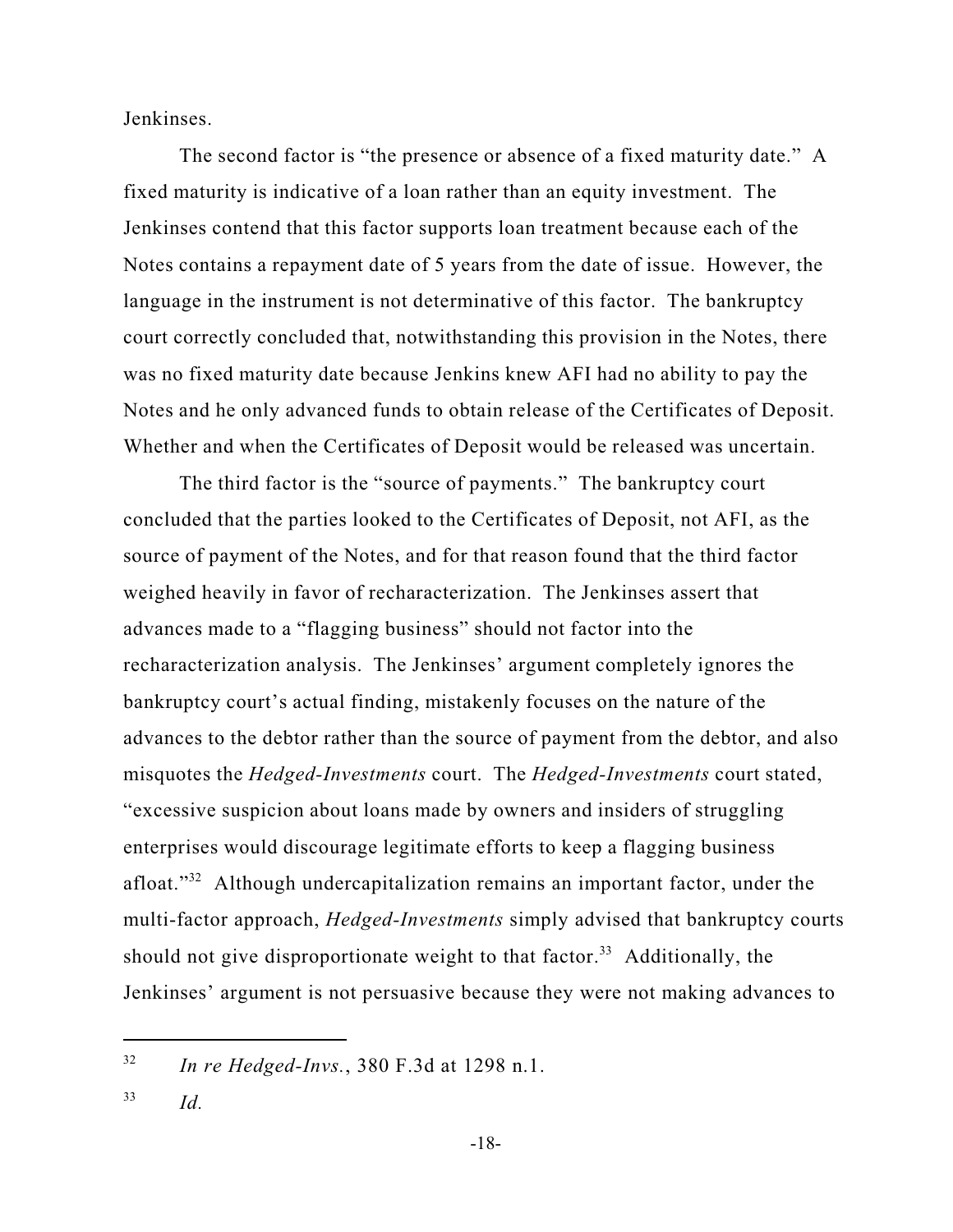Jenkinses.

The second factor is "the presence or absence of a fixed maturity date." A fixed maturity is indicative of a loan rather than an equity investment. The Jenkinses contend that this factor supports loan treatment because each of the Notes contains a repayment date of 5 years from the date of issue. However, the language in the instrument is not determinative of this factor. The bankruptcy court correctly concluded that, notwithstanding this provision in the Notes, there was no fixed maturity date because Jenkins knew AFI had no ability to pay the Notes and he only advanced funds to obtain release of the Certificates of Deposit. Whether and when the Certificates of Deposit would be released was uncertain.

The third factor is the "source of payments." The bankruptcy court concluded that the parties looked to the Certificates of Deposit, not AFI, as the source of payment of the Notes, and for that reason found that the third factor weighed heavily in favor of recharacterization. The Jenkinses assert that advances made to a "flagging business" should not factor into the recharacterization analysis. The Jenkinses' argument completely ignores the bankruptcy court's actual finding, mistakenly focuses on the nature of the advances to the debtor rather than the source of payment from the debtor, and also misquotes the *Hedged-Investments* court. The *Hedged-Investments* court stated, "excessive suspicion about loans made by owners and insiders of struggling enterprises would discourage legitimate efforts to keep a flagging business afloat."[32] Although undercapitalization remains an important factor, under the multi-factor approach, *Hedged-Investments* simply advised that bankruptcy courts should not give disproportionate weight to that factor.[33] Additionally, the Jenkinses' argument is not persuasive because they were not making advances to

---

[32] *In re Hedged-Invs.*, 380 F.3d at 1298 n.1.

[33] *Id.*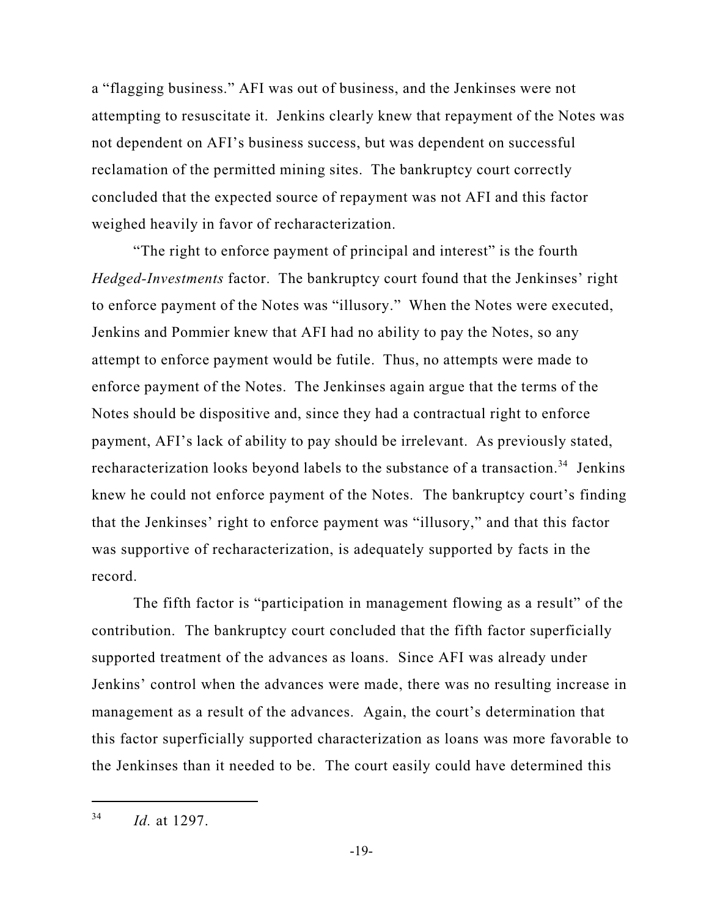a "flagging business." AFI was out of business, and the Jenkinses were not attempting to resuscitate it. Jenkins clearly knew that repayment of the Notes was not dependent on AFI's business success, but was dependent on successful reclamation of the permitted mining sites. The bankruptcy court correctly concluded that the expected source of repayment was not AFI and this factor weighed heavily in favor of recharacterization.

"The right to enforce payment of principal and interest" is the fourth *Hedged-Investments* factor. The bankruptcy court found that the Jenkinses' right to enforce payment of the Notes was "illusory." When the Notes were executed, Jenkins and Pommier knew that AFI had no ability to pay the Notes, so any attempt to enforce payment would be futile. Thus, no attempts were made to enforce payment of the Notes. The Jenkinses again argue that the terms of the Notes should be dispositive and, since they had a contractual right to enforce payment, AFI's lack of ability to pay should be irrelevant. As previously stated, recharacterization looks beyond labels to the substance of a transaction.[34] Jenkins knew he could not enforce payment of the Notes. The bankruptcy court's finding that the Jenkinses' right to enforce payment was "illusory," and that this factor was supportive of recharacterization, is adequately supported by facts in the record.

The fifth factor is "participation in management flowing as a result" of the contribution. The bankruptcy court concluded that the fifth factor superficially supported treatment of the advances as loans. Since AFI was already under Jenkins' control when the advances were made, there was no resulting increase in management as a result of the advances. Again, the court's determination that this factor superficially supported characterization as loans was more favorable to the Jenkinses than it needed to be. The court easily could have determined this

---

[34] *Id.* at 1297.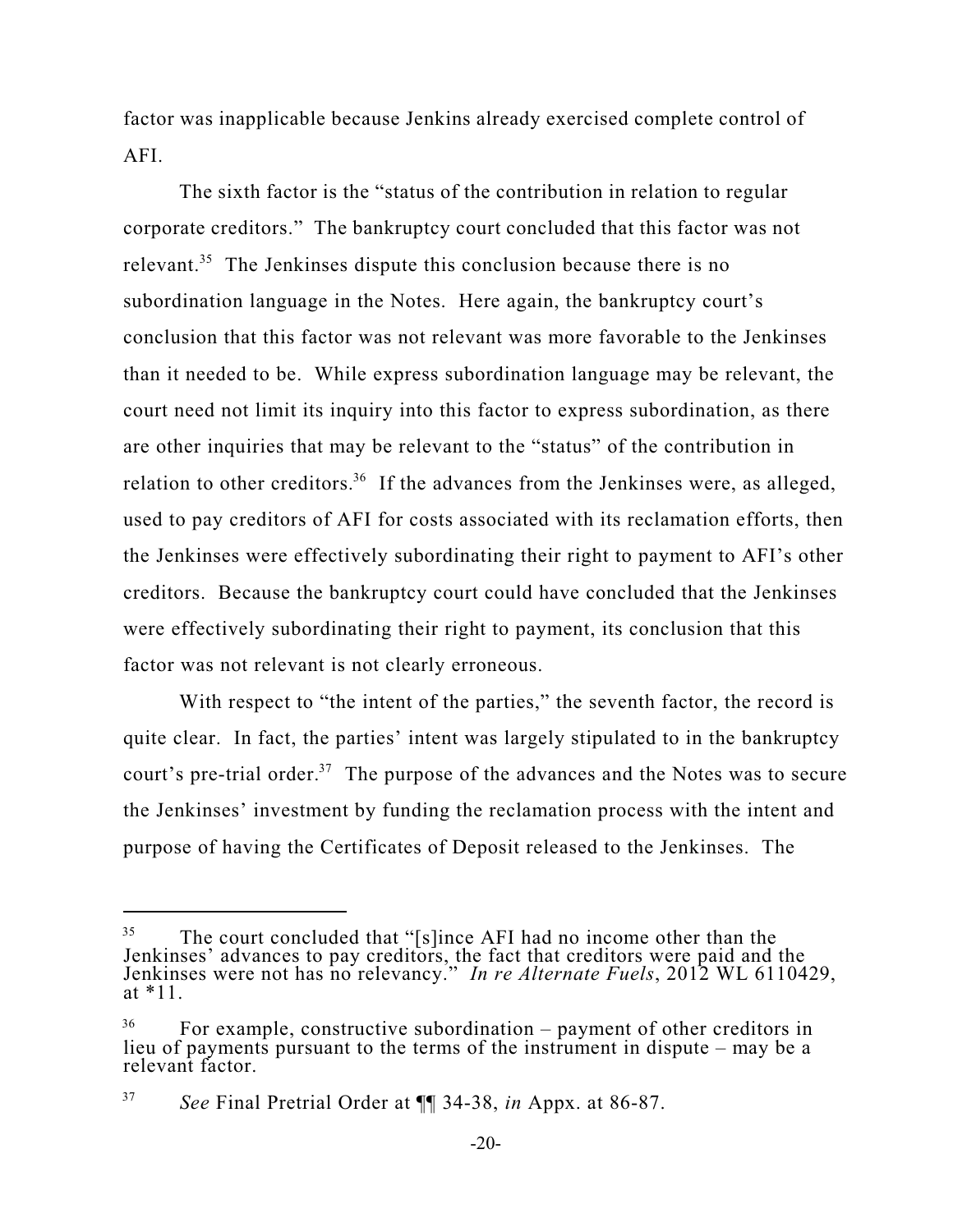factor was inapplicable because Jenkins already exercised complete control of AFI.

The sixth factor is the "status of the contribution in relation to regular corporate creditors." The bankruptcy court concluded that this factor was not relevant.[35] The Jenkinses dispute this conclusion because there is no subordination language in the Notes. Here again, the bankruptcy court's conclusion that this factor was not relevant was more favorable to the Jenkinses than it needed to be. While express subordination language may be relevant, the court need not limit its inquiry into this factor to express subordination, as there are other inquiries that may be relevant to the "status" of the contribution in relation to other creditors.[36] If the advances from the Jenkinses were, as alleged, used to pay creditors of AFI for costs associated with its reclamation efforts, then the Jenkinses were effectively subordinating their right to payment to AFI's other creditors. Because the bankruptcy court could have concluded that the Jenkinses were effectively subordinating their right to payment, its conclusion that this factor was not relevant is not clearly erroneous.

With respect to "the intent of the parties," the seventh factor, the record is quite clear. In fact, the parties' intent was largely stipulated to in the bankruptcy court's pre-trial order.[37] The purpose of the advances and the Notes was to secure the Jenkinses' investment by funding the reclamation process with the intent and purpose of having the Certificates of Deposit released to the Jenkinses. The

---

[35] The court concluded that "[s]ince AFI had no income other than the Jenkinses' advances to pay creditors, the fact that creditors were paid and the Jenkinses were not has no relevancy." *In re Alternate Fuels*, 2012 WL 6110429, at *11.

[36] For example, constructive subordination – payment of other creditors in lieu of payments pursuant to the terms of the instrument in dispute – may be a relevant factor.

[37] *See* Final Pretrial Order at ¶¶ 34-38, *in* Appx. at 86-87.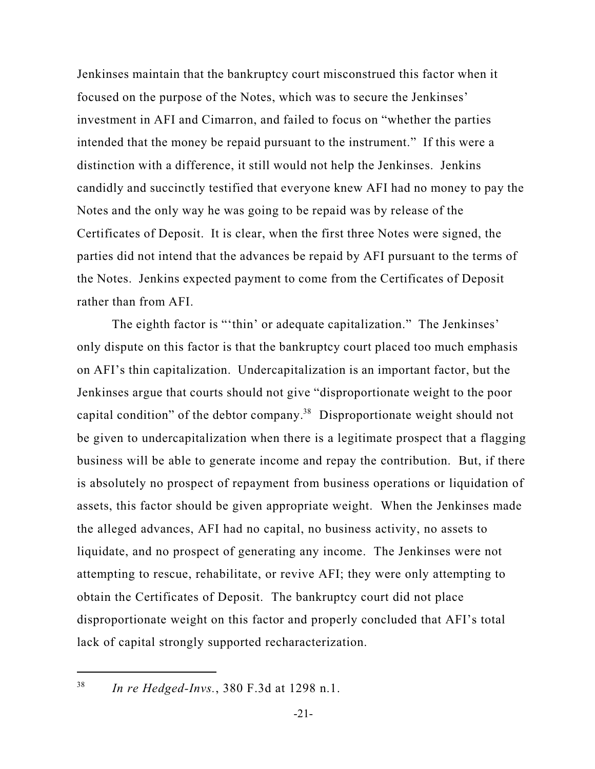Jenkinses maintain that the bankruptcy court misconstrued this factor when it focused on the purpose of the Notes, which was to secure the Jenkinses' investment in AFI and Cimarron, and failed to focus on "whether the parties intended that the money be repaid pursuant to the instrument." If this were a distinction with a difference, it still would not help the Jenkinses. Jenkins candidly and succinctly testified that everyone knew AFI had no money to pay the Notes and the only way he was going to be repaid was by release of the Certificates of Deposit. It is clear, when the first three Notes were signed, the parties did not intend that the advances be repaid by AFI pursuant to the terms of the Notes. Jenkins expected payment to come from the Certificates of Deposit rather than from AFI.

The eighth factor is "'thin' or adequate capitalization." The Jenkinses' only dispute on this factor is that the bankruptcy court placed too much emphasis on AFI's thin capitalization. Undercapitalization is an important factor, but the Jenkinses argue that courts should not give "disproportionate weight to the poor capital condition" of the debtor company.[38] Disproportionate weight should not be given to undercapitalization when there is a legitimate prospect that a flagging business will be able to generate income and repay the contribution. But, if there is absolutely no prospect of repayment from business operations or liquidation of assets, this factor should be given appropriate weight. When the Jenkinses made the alleged advances, AFI had no capital, no business activity, no assets to liquidate, and no prospect of generating any income. The Jenkinses were not attempting to rescue, rehabilitate, or revive AFI; they were only attempting to obtain the Certificates of Deposit. The bankruptcy court did not place disproportionate weight on this factor and properly concluded that AFI's total lack of capital strongly supported recharacterization.

---

[38] *In re Hedged-Invs.*, 380 F.3d at 1298 n.1.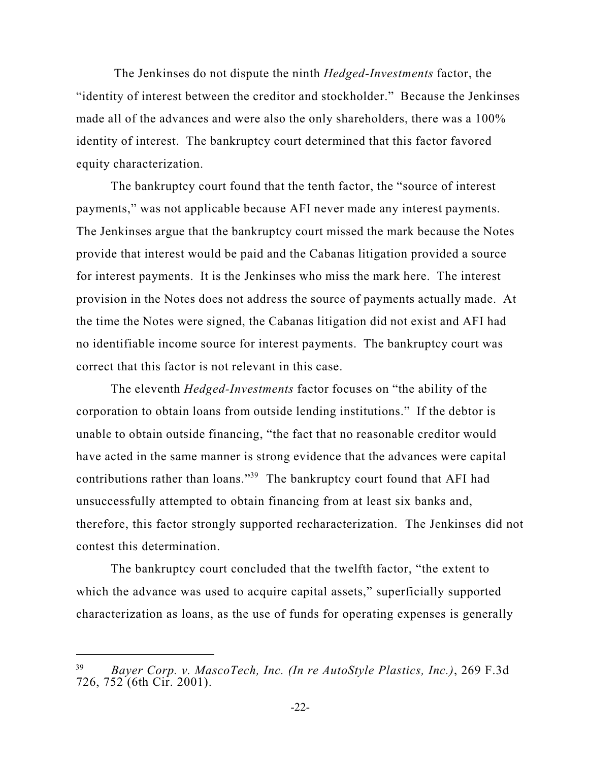The Jenkinses do not dispute the ninth *Hedged-Investments* factor, the "identity of interest between the creditor and stockholder." Because the Jenkinses made all of the advances and were also the only shareholders, there was a 100% identity of interest. The bankruptcy court determined that this factor favored equity characterization.

The bankruptcy court found that the tenth factor, the "source of interest payments," was not applicable because AFI never made any interest payments. The Jenkinses argue that the bankruptcy court missed the mark because the Notes provide that interest would be paid and the Cabanas litigation provided a source for interest payments. It is the Jenkinses who miss the mark here. The interest provision in the Notes does not address the source of payments actually made. At the time the Notes were signed, the Cabanas litigation did not exist and AFI had no identifiable income source for interest payments. The bankruptcy court was correct that this factor is not relevant in this case.

The eleventh *Hedged-Investments* factor focuses on "the ability of the corporation to obtain loans from outside lending institutions." If the debtor is unable to obtain outside financing, "the fact that no reasonable creditor would have acted in the same manner is strong evidence that the advances were capital contributions rather than loans."[39] The bankruptcy court found that AFI had unsuccessfully attempted to obtain financing from at least six banks and, therefore, this factor strongly supported recharacterization. The Jenkinses did not contest this determination.

The bankruptcy court concluded that the twelfth factor, "the extent to which the advance was used to acquire capital assets," superficially supported characterization as loans, as the use of funds for operating expenses is generally

---

[39] *Bayer Corp. v. MascoTech, Inc. (In re AutoStyle Plastics, Inc.)*, 269 F.3d 726, 752 (6th Cir. 2001).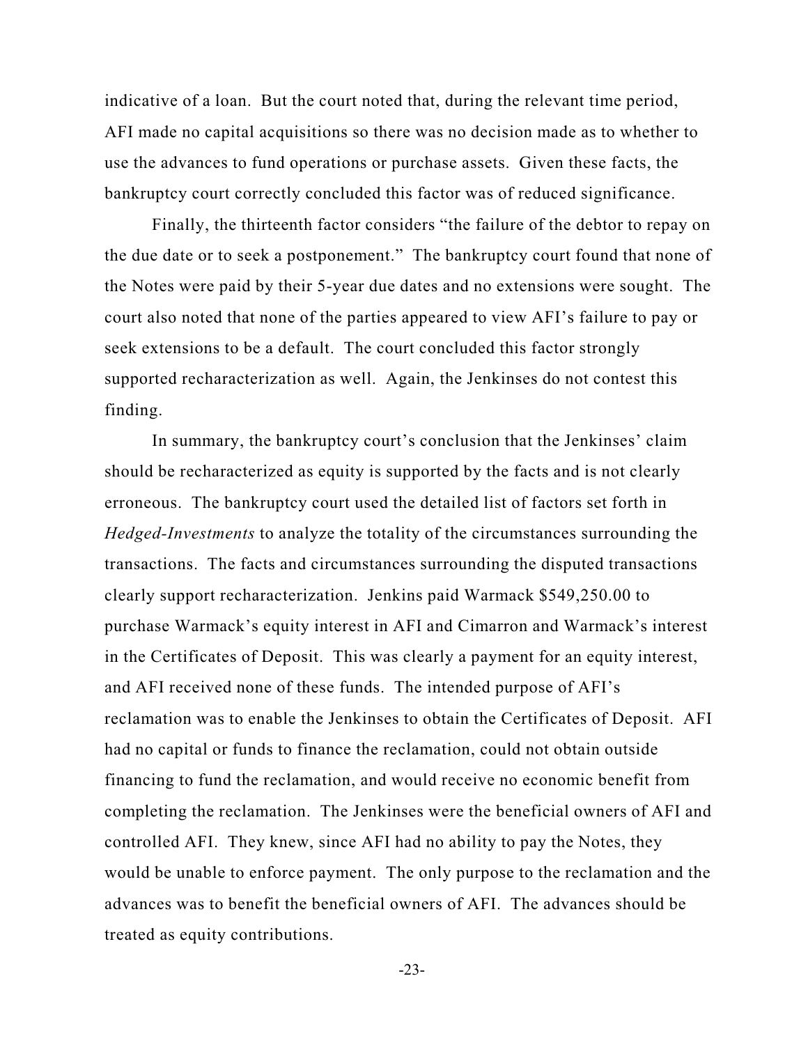indicative of a loan. But the court noted that, during the relevant time period, AFI made no capital acquisitions so there was no decision made as to whether to use the advances to fund operations or purchase assets. Given these facts, the bankruptcy court correctly concluded this factor was of reduced significance.

Finally, the thirteenth factor considers "the failure of the debtor to repay on the due date or to seek a postponement." The bankruptcy court found that none of the Notes were paid by their 5-year due dates and no extensions were sought. The court also noted that none of the parties appeared to view AFI's failure to pay or seek extensions to be a default. The court concluded this factor strongly supported recharacterization as well. Again, the Jenkinses do not contest this finding.

In summary, the bankruptcy court's conclusion that the Jenkinses' claim should be recharacterized as equity is supported by the facts and is not clearly erroneous. The bankruptcy court used the detailed list of factors set forth in *Hedged-Investments* to analyze the totality of the circumstances surrounding the transactions. The facts and circumstances surrounding the disputed transactions clearly support recharacterization. Jenkins paid Warmack $549,250.00 to purchase Warmack's equity interest in AFI and Cimarron and Warmack's interest in the Certificates of Deposit. This was clearly a payment for an equity interest, and AFI received none of these funds. The intended purpose of AFI's reclamation was to enable the Jenkinses to obtain the Certificates of Deposit. AFI had no capital or funds to finance the reclamation, could not obtain outside financing to fund the reclamation, and would receive no economic benefit from completing the reclamation. The Jenkinses were the beneficial owners of AFI and controlled AFI. They knew, since AFI had no ability to pay the Notes, they would be unable to enforce payment. The only purpose to the reclamation and the advances was to benefit the beneficial owners of AFI. The advances should be treated as equity contributions.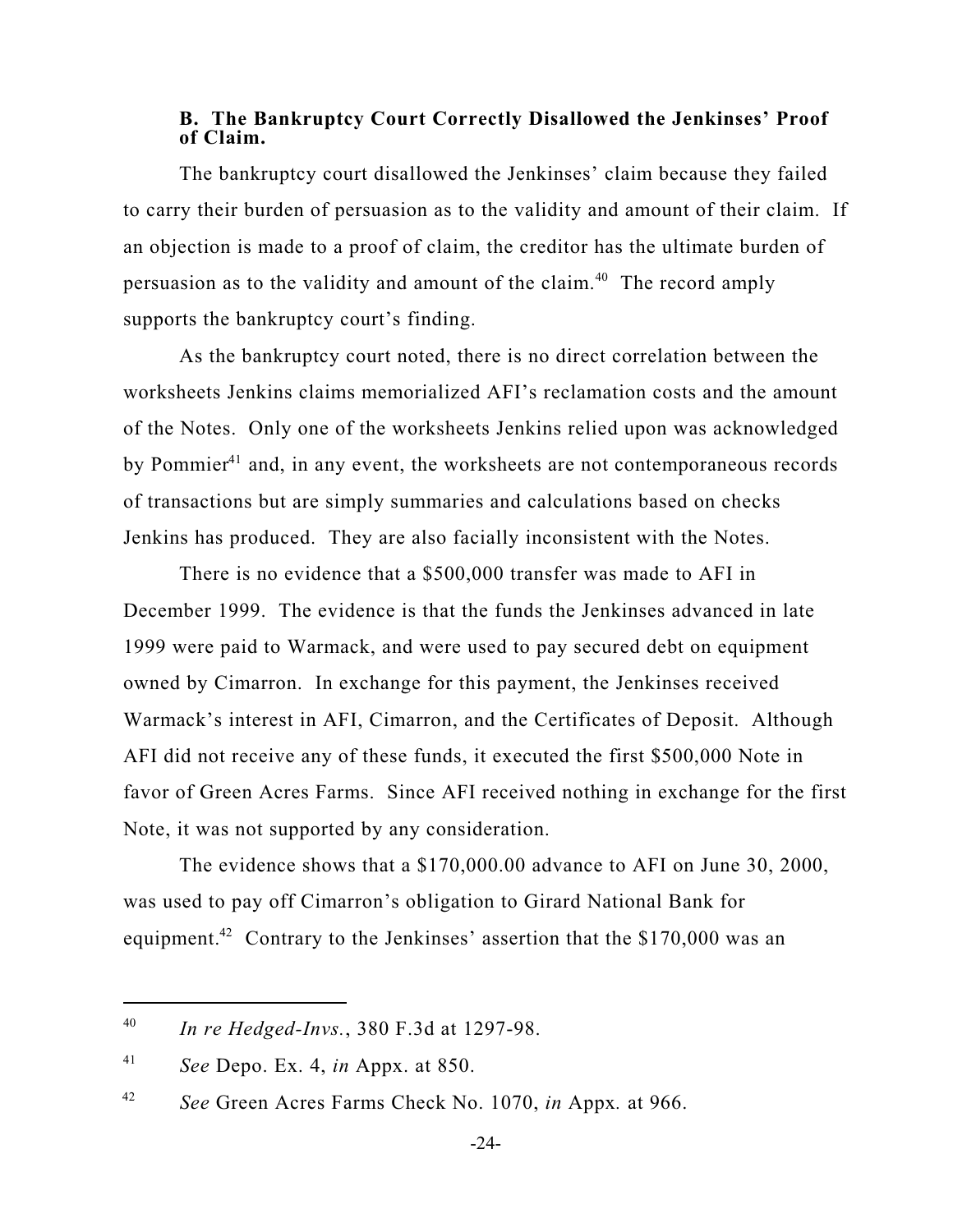### B. The Bankruptcy Court Correctly Disallowed the Jenkinses' Proof of Claim.

The bankruptcy court disallowed the Jenkinses' claim because they failed to carry their burden of persuasion as to the validity and amount of their claim. If an objection is made to a proof of claim, the creditor has the ultimate burden of persuasion as to the validity and amount of the claim.[40] The record amply supports the bankruptcy court's finding.

As the bankruptcy court noted, there is no direct correlation between the worksheets Jenkins claims memorialized AFI's reclamation costs and the amount of the Notes. Only one of the worksheets Jenkins relied upon was acknowledged by Pommier[41] and, in any event, the worksheets are not contemporaneous records of transactions but are simply summaries and calculations based on checks Jenkins has produced. They are also facially inconsistent with the Notes.

There is no evidence that a $500,000 transfer was made to AFI in December 1999. The evidence is that the funds the Jenkinses advanced in late 1999 were paid to Warmack, and were used to pay secured debt on equipment owned by Cimarron. In exchange for this payment, the Jenkinses received Warmack's interest in AFI, Cimarron, and the Certificates of Deposit. Although AFI did not receive any of these funds, it executed the first $500,000 Note in favor of Green Acres Farms. Since AFI received nothing in exchange for the first Note, it was not supported by any consideration.

The evidence shows that a $170,000.00 advance to AFI on June 30, 2000, was used to pay off Cimarron's obligation to Girard National Bank for equipment.[42] Contrary to the Jenkinses' assertion that the $170,000 was an

---

[40] *In re Hedged-Invs.*, 380 F.3d at 1297-98.

[41] *See* Depo. Ex. 4, *in* Appx. at 850.

[42] *See* Green Acres Farms Check No. 1070, *in* Appx. at 966.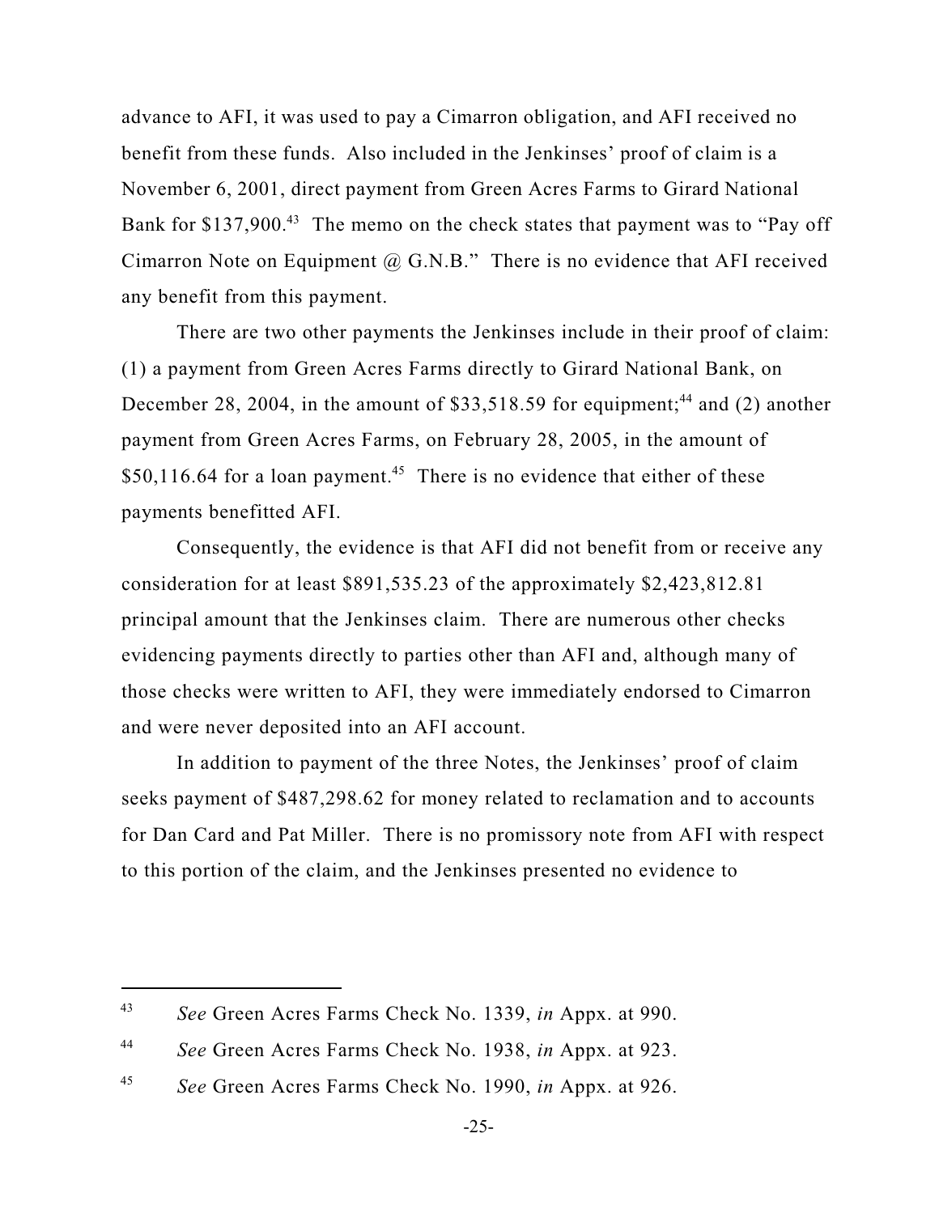advance to AFI, it was used to pay a Cimarron obligation, and AFI received no benefit from these funds. Also included in the Jenkinses' proof of claim is a November 6, 2001, direct payment from Green Acres Farms to Girard National Bank for $137,900.[43] The memo on the check states that payment was to "Pay off Cimarron Note on Equipment @ G.N.B." There is no evidence that AFI received any benefit from this payment.

There are two other payments the Jenkinses include in their proof of claim: (1) a payment from Green Acres Farms directly to Girard National Bank, on December 28, 2004, in the amount of $33,518.59 for equipment;[44] and (2) another payment from Green Acres Farms, on February 28, 2005, in the amount of $50,116.64 for a loan payment.[45] There is no evidence that either of these payments benefitted AFI.

Consequently, the evidence is that AFI did not benefit from or receive any consideration for at least $891,535.23 of the approximately $2,423,812.81 principal amount that the Jenkinses claim. There are numerous other checks evidencing payments directly to parties other than AFI and, although many of those checks were written to AFI, they were immediately endorsed to Cimarron and were never deposited into an AFI account.

In addition to payment of the three Notes, the Jenkinses' proof of claim seeks payment of $487,298.62 for money related to reclamation and to accounts for Dan Card and Pat Miller. There is no promissory note from AFI with respect to this portion of the claim, and the Jenkinses presented no evidence to

---

[43] *See* Green Acres Farms Check No. 1339, *in* Appx. at 990.

[44] *See* Green Acres Farms Check No. 1938, *in* Appx. at 923.

[45] *See* Green Acres Farms Check No. 1990, *in* Appx. at 926.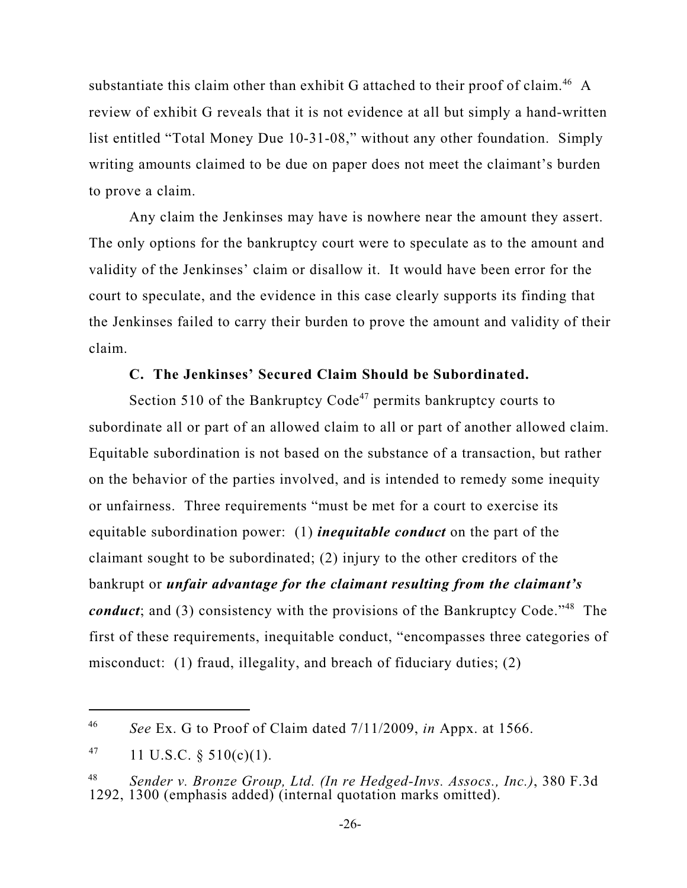substantiate this claim other than exhibit G attached to their proof of claim.[46] A review of exhibit G reveals that it is not evidence at all but simply a hand-written list entitled "Total Money Due 10-31-08," without any other foundation. Simply writing amounts claimed to be due on paper does not meet the claimant's burden to prove a claim.

Any claim the Jenkinses may have is nowhere near the amount they assert. The only options for the bankruptcy court were to speculate as to the amount and validity of the Jenkinses' claim or disallow it. It would have been error for the court to speculate, and the evidence in this case clearly supports its finding that the Jenkinses failed to carry their burden to prove the amount and validity of their claim.

### C. The Jenkinses' Secured Claim Should be Subordinated.

Section 510 of the Bankruptcy Code[47] permits bankruptcy courts to subordinate all or part of an allowed claim to all or part of another allowed claim. Equitable subordination is not based on the substance of a transaction, but rather on the behavior of the parties involved, and is intended to remedy some inequity or unfairness. Three requirements "must be met for a court to exercise its equitable subordination power: (1) ***inequitable conduct*** on the part of the claimant sought to be subordinated; (2) injury to the other creditors of the bankrupt or ***unfair advantage for the claimant resulting from the claimant's conduct***; and (3) consistency with the provisions of the Bankruptcy Code."[48] The first of these requirements, inequitable conduct, "encompasses three categories of misconduct: (1) fraud, illegality, and breach of fiduciary duties; (2)

---

[46] *See* Ex. G to Proof of Claim dated 7/11/2009, *in* Appx. at 1566.

[47] 11 U.S.C. § 510(c)(1).

[48] *Sender v. Bronze Group, Ltd. (In re Hedged-Invs. Assocs., Inc.)*, 380 F.3d 1292, 1300 (emphasis added) (internal quotation marks omitted).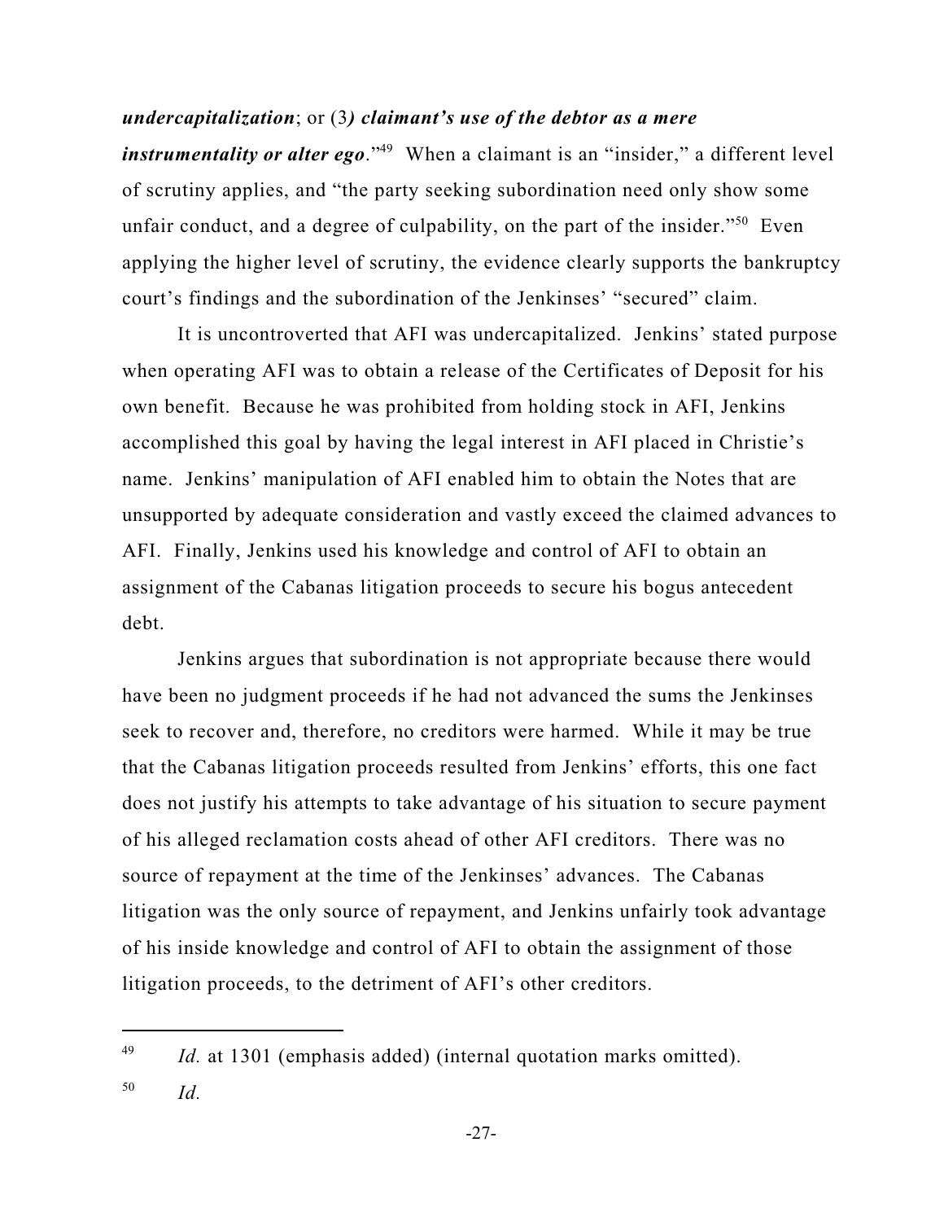***undercapitalization***; or (3***) claimant's use of the debtor as a mere instrumentality or alter ego***."[49] When a claimant is an "insider," a different level of scrutiny applies, and "the party seeking subordination need only show some unfair conduct, and a degree of culpability, on the part of the insider."[50] Even applying the higher level of scrutiny, the evidence clearly supports the bankruptcy court's findings and the subordination of the Jenkinses' "secured" claim.

It is uncontroverted that AFI was undercapitalized. Jenkins' stated purpose when operating AFI was to obtain a release of the Certificates of Deposit for his own benefit. Because he was prohibited from holding stock in AFI, Jenkins accomplished this goal by having the legal interest in AFI placed in Christie's name. Jenkins' manipulation of AFI enabled him to obtain the Notes that are unsupported by adequate consideration and vastly exceed the claimed advances to AFI. Finally, Jenkins used his knowledge and control of AFI to obtain an assignment of the Cabanas litigation proceeds to secure his bogus antecedent debt.

Jenkins argues that subordination is not appropriate because there would have been no judgment proceeds if he had not advanced the sums the Jenkinses seek to recover and, therefore, no creditors were harmed. While it may be true that the Cabanas litigation proceeds resulted from Jenkins' efforts, this one fact does not justify his attempts to take advantage of his situation to secure payment of his alleged reclamation costs ahead of other AFI creditors. There was no source of repayment at the time of the Jenkinses' advances. The Cabanas litigation was the only source of repayment, and Jenkins unfairly took advantage of his inside knowledge and control of AFI to obtain the assignment of those litigation proceeds, to the detriment of AFI's other creditors.

---

[49] *Id.* at 1301 (emphasis added) (internal quotation marks omitted).

[50] *Id.*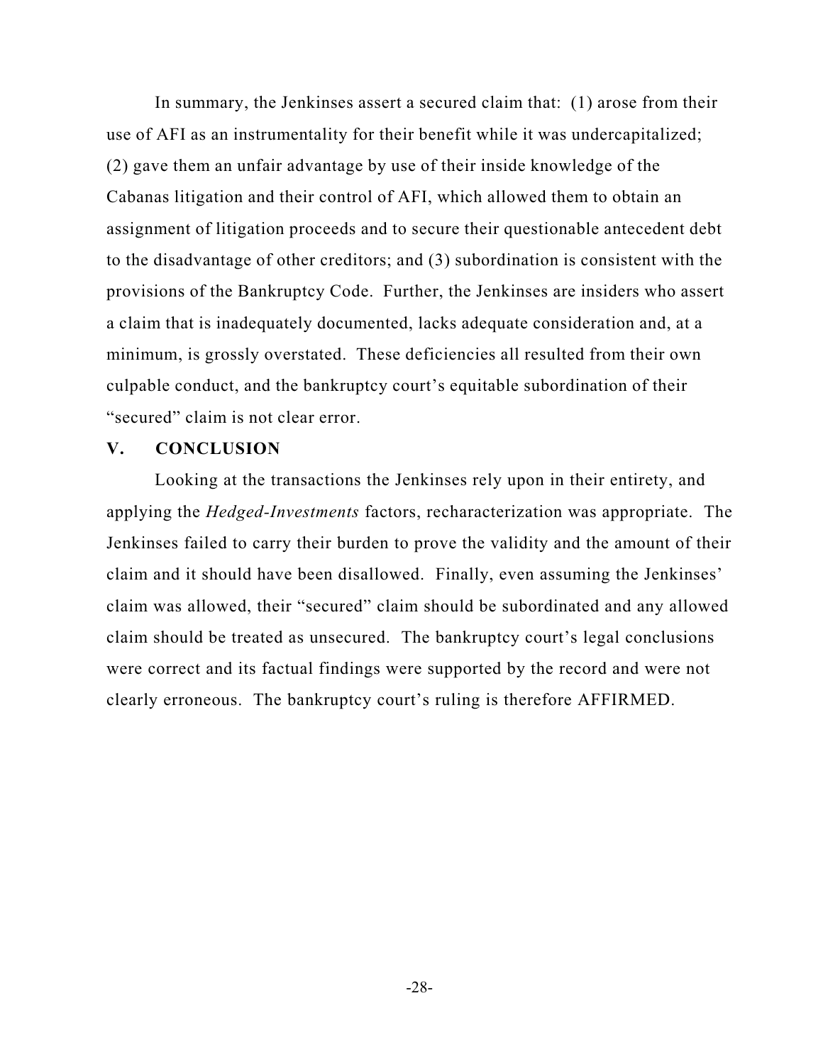In summary, the Jenkinses assert a secured claim that: (1) arose from their use of AFI as an instrumentality for their benefit while it was undercapitalized; (2) gave them an unfair advantage by use of their inside knowledge of the Cabanas litigation and their control of AFI, which allowed them to obtain an assignment of litigation proceeds and to secure their questionable antecedent debt to the disadvantage of other creditors; and (3) subordination is consistent with the provisions of the Bankruptcy Code. Further, the Jenkinses are insiders who assert a claim that is inadequately documented, lacks adequate consideration and, at a minimum, is grossly overstated. These deficiencies all resulted from their own culpable conduct, and the bankruptcy court's equitable subordination of their "secured" claim is not clear error.

## V. CONCLUSION

Looking at the transactions the Jenkinses rely upon in their entirety, and applying the *Hedged-Investments* factors, recharacterization was appropriate. The Jenkinses failed to carry their burden to prove the validity and the amount of their claim and it should have been disallowed. Finally, even assuming the Jenkinses' claim was allowed, their "secured" claim should be subordinated and any allowed claim should be treated as unsecured. The bankruptcy court's legal conclusions were correct and its factual findings were supported by the record and were not clearly erroneous. The bankruptcy court's ruling is therefore AFFIRMED.